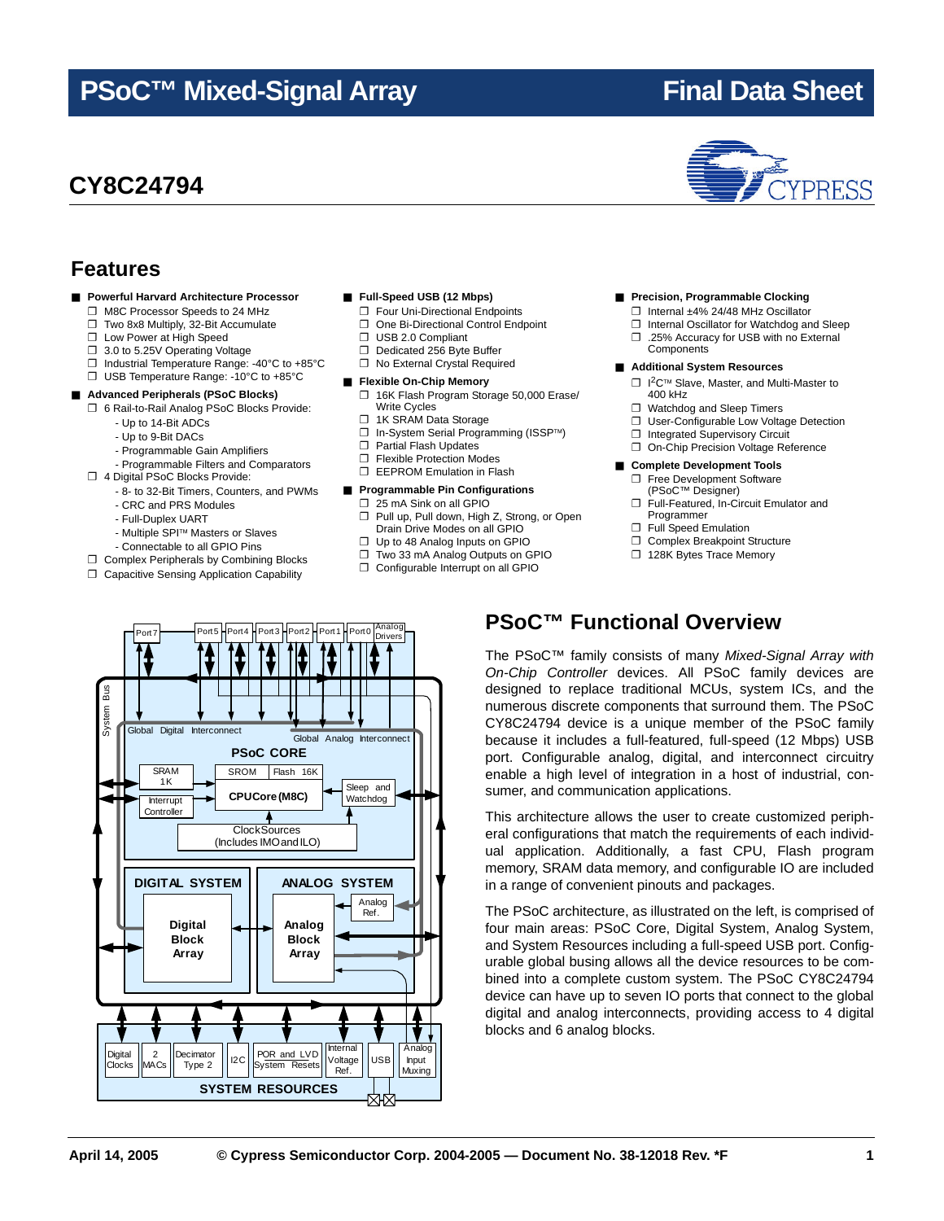# PSoC™ Mixed-Signal Array

# Final Data Sheet

## CY8C24794

## Features

- **Powerful Harvard Architecture Processor**
  - M8C Processor Speeds to 24 MHz
  - Two 8x8 Multiply, 32-Bit Accumulate
  - Low Power at High Speed
  - 3.0 to 5.25V Operating Voltage
  - Industrial Temperature Range: -40°C to +85°C
  - USB Temperature Range: -10°C to +85°C
- **Advanced Peripherals (PSoC Blocks)**
  - 6 Rail-to-Rail Analog PSoC Blocks Provide:
    - Up to 14-Bit ADCs
    - Up to 9-Bit DACs
    - Programmable Gain Amplifiers
    - Programmable Filters and Comparators
  - 4 Digital PSoC Blocks Provide:
    - 8- to 32-Bit Timers, Counters, and PWMs
    - CRC and PRS Modules
    - Full-Duplex UART
    - Multiple SPI™ Masters or Slaves
    - Connectable to all GPIO Pins
  - Complex Peripherals by Combining Blocks
  - Capacitive Sensing Application Capability
- **Full-Speed USB (12 Mbps)**
  - Four Uni-Directional Endpoints
  - One Bi-Directional Control Endpoint
  - USB 2.0 Compliant
  - Dedicated 256 Byte Buffer
  - No External Crystal Required
- **Flexible On-Chip Memory**
  - 16K Flash Program Storage 50,000 Erase/Write Cycles
  - 1K SRAM Data Storage
  - In-System Serial Programming (ISSP™)
  - Partial Flash Updates
  - Flexible Protection Modes
  - EEPROM Emulation in Flash
- **Programmable Pin Configurations**
  - 25 mA Sink on all GPIO
  - Pull up, Pull down, High Z, Strong, or Open Drain Drive Modes on all GPIO
  - Up to 48 Analog Inputs on GPIO
  - Two 33 mA Analog Outputs on GPIO
  - Configurable Interrupt on all GPIO
- **Precision, Programmable Clocking**
  - Internal ±4% 24/48 MHz Oscillator
  - Internal Oscillator for Watchdog and Sleep
  - .25% Accuracy for USB with no External Components
- **Additional System Resources**
  - $I^2C$™ Slave, Master, and Multi-Master to 400 kHz
  - Watchdog and Sleep Timers
  - User-Configurable Low Voltage Detection
  - Integrated Supervisory Circuit
  - On-Chip Precision Voltage Reference
- **Complete Development Tools**
  - Free Development Software (PSoC™ Designer)
  - Full-Featured, In-Circuit Emulator and Programmer
  - Full Speed Emulation
  - Complex Breakpoint Structure
  - 128K Bytes Trace Memory

## PSoC™ Functional Overview

The PSoC™ family consists of many *Mixed-Signal Array with On-Chip Controller* devices. All PSoC family devices are designed to replace traditional MCUs, system ICs, and the numerous discrete components that surround them. The PSoC CY8C24794 device is a unique member of the PSoC family because it includes a full-featured, full-speed (12 Mbps) USB port. Configurable analog, digital, and interconnect circuitry enable a high level of integration in a host of industrial, consumer, and communication applications.

This architecture allows the user to create customized peripheral configurations that match the requirements of each individual application. Additionally, a fast CPU, Flash program memory, SRAM data memory, and configurable IO are included in a range of convenient pinouts and packages.

The PSoC architecture, as illustrated on the left, is comprised of four main areas: PSoC Core, Digital System, Analog System, and System Resources including a full-speed USB port. Configurable global busing allows all the device resources to be combined into a complete custom system. The PSoC CY8C24794 device can have up to seven IO ports that connect to the global digital and analog interconnects, providing access to 4 digital blocks and 6 analog blocks.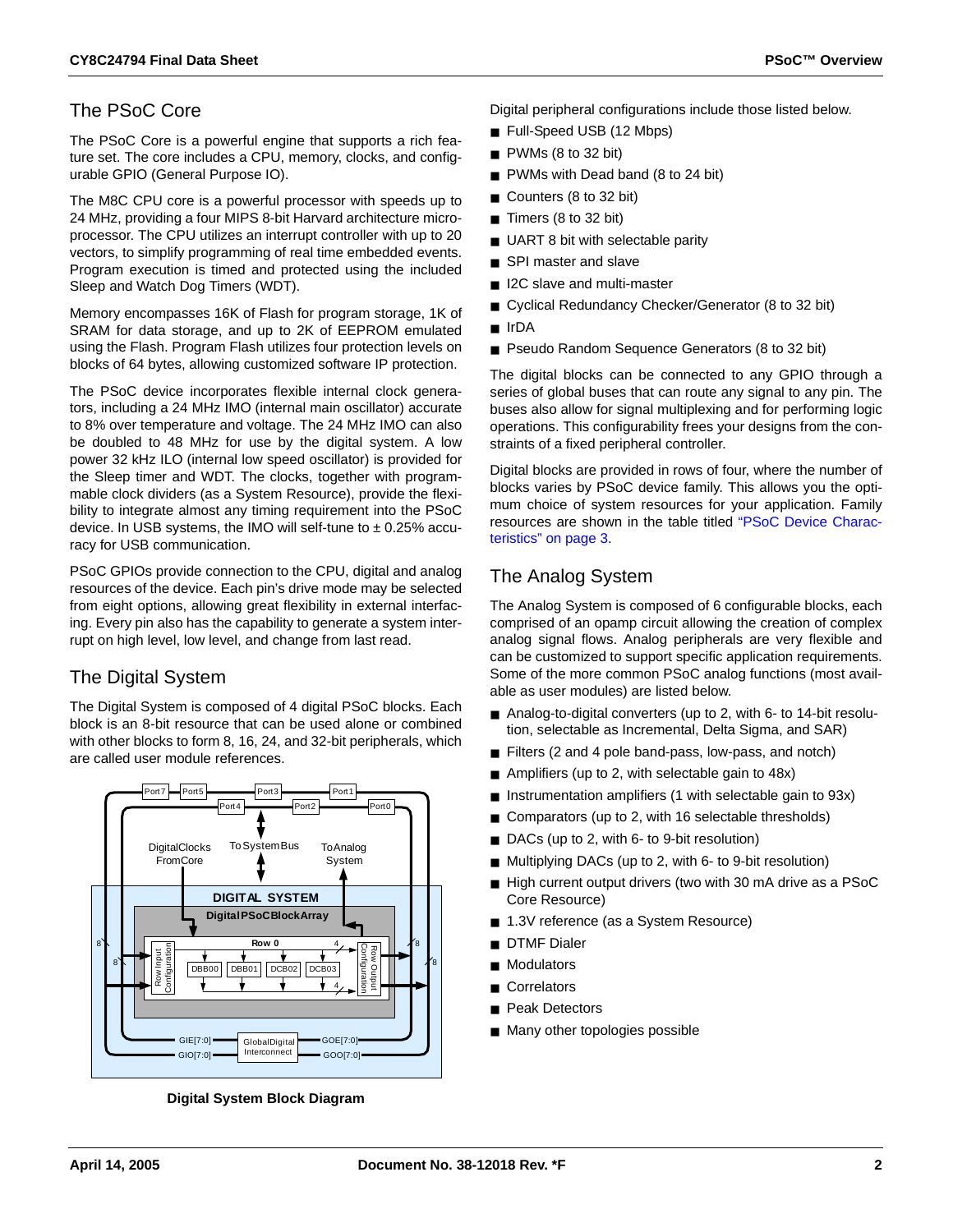## The PSoC Core

The PSoC Core is a powerful engine that supports a rich feature set. The core includes a CPU, memory, clocks, and configurable GPIO (General Purpose IO).

The M8C CPU core is a powerful processor with speeds up to 24 MHz, providing a four MIPS 8-bit Harvard architecture microprocessor. The CPU utilizes an interrupt controller with up to 20 vectors, to simplify programming of real time embedded events. Program execution is timed and protected using the included Sleep and Watch Dog Timers (WDT).

Memory encompasses 16K of Flash for program storage, 1K of SRAM for data storage, and up to 2K of EEPROM emulated using the Flash. Program Flash utilizes four protection levels on blocks of 64 bytes, allowing customized software IP protection.

The PSoC device incorporates flexible internal clock generators, including a 24 MHz IMO (internal main oscillator) accurate to 8% over temperature and voltage. The 24 MHz IMO can also be doubled to 48 MHz for use by the digital system. A low power 32 kHz ILO (internal low speed oscillator) is provided for the Sleep timer and WDT. The clocks, together with programmable clock dividers (as a System Resource), provide the flexibility to integrate almost any timing requirement into the PSoC device. In USB systems, the IMO will self-tune to ± 0.25% accuracy for USB communication.

PSoC GPIOs provide connection to the CPU, digital and analog resources of the device. Each pin's drive mode may be selected from eight options, allowing great flexibility in external interfacing. Every pin also has the capability to generate a system interrupt on high level, low level, and change from last read.

## The Digital System

The Digital System is composed of 4 digital PSoC blocks. Each block is an 8-bit resource that can be used alone or combined with other blocks to form 8, 16, 24, and 32-bit peripherals, which are called user module references.

**Digital System Block Diagram**

Digital peripheral configurations include those listed below.

- Full-Speed USB (12 Mbps)
- PWMs (8 to 32 bit)
- PWMs with Dead band (8 to 24 bit)
- Counters (8 to 32 bit)
- Timers (8 to 32 bit)
- UART 8 bit with selectable parity
- SPI master and slave
- I2C slave and multi-master
- Cyclical Redundancy Checker/Generator (8 to 32 bit)
- IrDA
- Pseudo Random Sequence Generators (8 to 32 bit)

The digital blocks can be connected to any GPIO through a series of global buses that can route any signal to any pin. The buses also allow for signal multiplexing and for performing logic operations. This configurability frees your designs from the constraints of a fixed peripheral controller.

Digital blocks are provided in rows of four, where the number of blocks varies by PSoC device family. This allows you the optimum choice of system resources for your application. Family resources are shown in the table titled "PSoC Device Characteristics" on page 3.

## The Analog System

The Analog System is composed of 6 configurable blocks, each comprised of an opamp circuit allowing the creation of complex analog signal flows. Analog peripherals are very flexible and can be customized to support specific application requirements. Some of the more common PSoC analog functions (most available as user modules) are listed below.

- Analog-to-digital converters (up to 2, with 6- to 14-bit resolution, selectable as Incremental, Delta Sigma, and SAR)
- Filters (2 and 4 pole band-pass, low-pass, and notch)
- Amplifiers (up to 2, with selectable gain to 48x)
- Instrumentation amplifiers (1 with selectable gain to 93x)
- Comparators (up to 2, with 16 selectable thresholds)
- DACs (up to 2, with 6- to 9-bit resolution)
- Multiplying DACs (up to 2, with 6- to 9-bit resolution)
- High current output drivers (two with 30 mA drive as a PSoC Core Resource)
- 1.3V reference (as a System Resource)
- DTMF Dialer
- Modulators
- Correlators
- Peak Detectors
- Many other topologies possible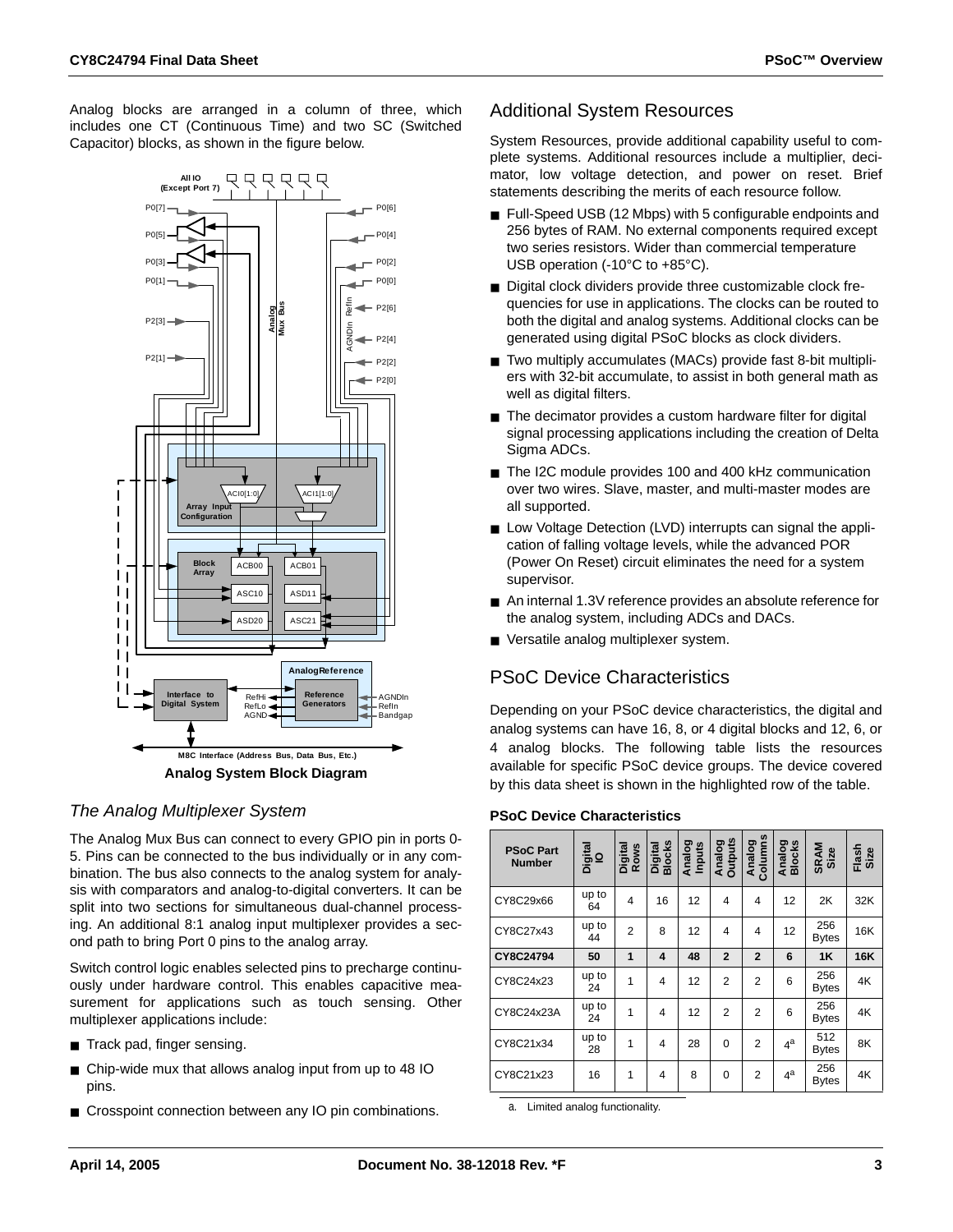Analog blocks are arranged in a column of three, which includes one CT (Continuous Time) and two SC (Switched Capacitor) blocks, as shown in the figure below.

**Analog System Block Diagram**

### *The Analog Multiplexer System*

The Analog Mux Bus can connect to every GPIO pin in ports 0-5. Pins can be connected to the bus individually or in any combination. The bus also connects to the analog system for analysis with comparators and analog-to-digital converters. It can be split into two sections for simultaneous dual-channel processing. An additional 8:1 analog input multiplexer provides a second path to bring Port 0 pins to the analog array.

Switch control logic enables selected pins to precharge continuously under hardware control. This enables capacitive measurement for applications such as touch sensing. Other multiplexer applications include:

- Track pad, finger sensing.
- Chip-wide mux that allows analog input from up to 48 IO pins.
- Crosspoint connection between any IO pin combinations.

## Additional System Resources

System Resources, provide additional capability useful to complete systems. Additional resources include a multiplier, decimator, low voltage detection, and power on reset. Brief statements describing the merits of each resource follow.

- Full-Speed USB (12 Mbps) with 5 configurable endpoints and 256 bytes of RAM. No external components required except two series resistors. Wider than commercial temperature USB operation (-10°C to +85°C).
- Digital clock dividers provide three customizable clock frequencies for use in applications. The clocks can be routed to both the digital and analog systems. Additional clocks can be generated using digital PSoC blocks as clock dividers.
- Two multiply accumulates (MACs) provide fast 8-bit multipliers with 32-bit accumulate, to assist in both general math as well as digital filters.
- The decimator provides a custom hardware filter for digital signal processing applications including the creation of Delta Sigma ADCs.
- The I2C module provides 100 and 400 kHz communication over two wires. Slave, master, and multi-master modes are all supported.
- Low Voltage Detection (LVD) interrupts can signal the application of falling voltage levels, while the advanced POR (Power On Reset) circuit eliminates the need for a system supervisor.
- An internal 1.3V reference provides an absolute reference for the analog system, including ADCs and DACs.
- Versatile analog multiplexer system.

## PSoC Device Characteristics

Depending on your PSoC device characteristics, the digital and analog systems can have 16, 8, or 4 digital blocks and 12, 6, or 4 analog blocks. The following table lists the resources available for specific PSoC device groups. The device covered by this data sheet is shown in the highlighted row of the table.

**PSoC Device Characteristics**

| PSoC Part Number | Digital IO | Digital Rows | Digital Blocks | Analog Inputs | Analog Outputs | Analog Columns | Analog Blocks | SRAM Size | Flash Size |
|---|---|---|---|---|---|---|---|---|---|
| CY8C29x66 | up to 64 | 4 | 16 | 12 | 4 | 4 | 12 | 2K | 32K |
| CY8C27x43 | up to 44 | 2 | 8 | 12 | 4 | 4 | 12 | 256 Bytes | 16K |
| **CY8C24794** | **50** | **1** | **4** | **48** | **2** | **2** | **6** | **1K** | **16K** |
| CY8C24x23 | up to 24 | 1 | 4 | 12 | 2 | 2 | 6 | 256 Bytes | 4K |
| CY8C24x23A | up to 24 | 1 | 4 | 12 | 2 | 2 | 6 | 256 Bytes | 4K |
| CY8C21x34 | up to 28 | 1 | 4 | 28 | 0 | 2 | 4[a] | 512 Bytes | 8K |
| CY8C21x23 | 16 | 1 | 4 | 8 | 0 | 2 | 4[a] | 256 Bytes | 4K |

a. Limited analog functionality.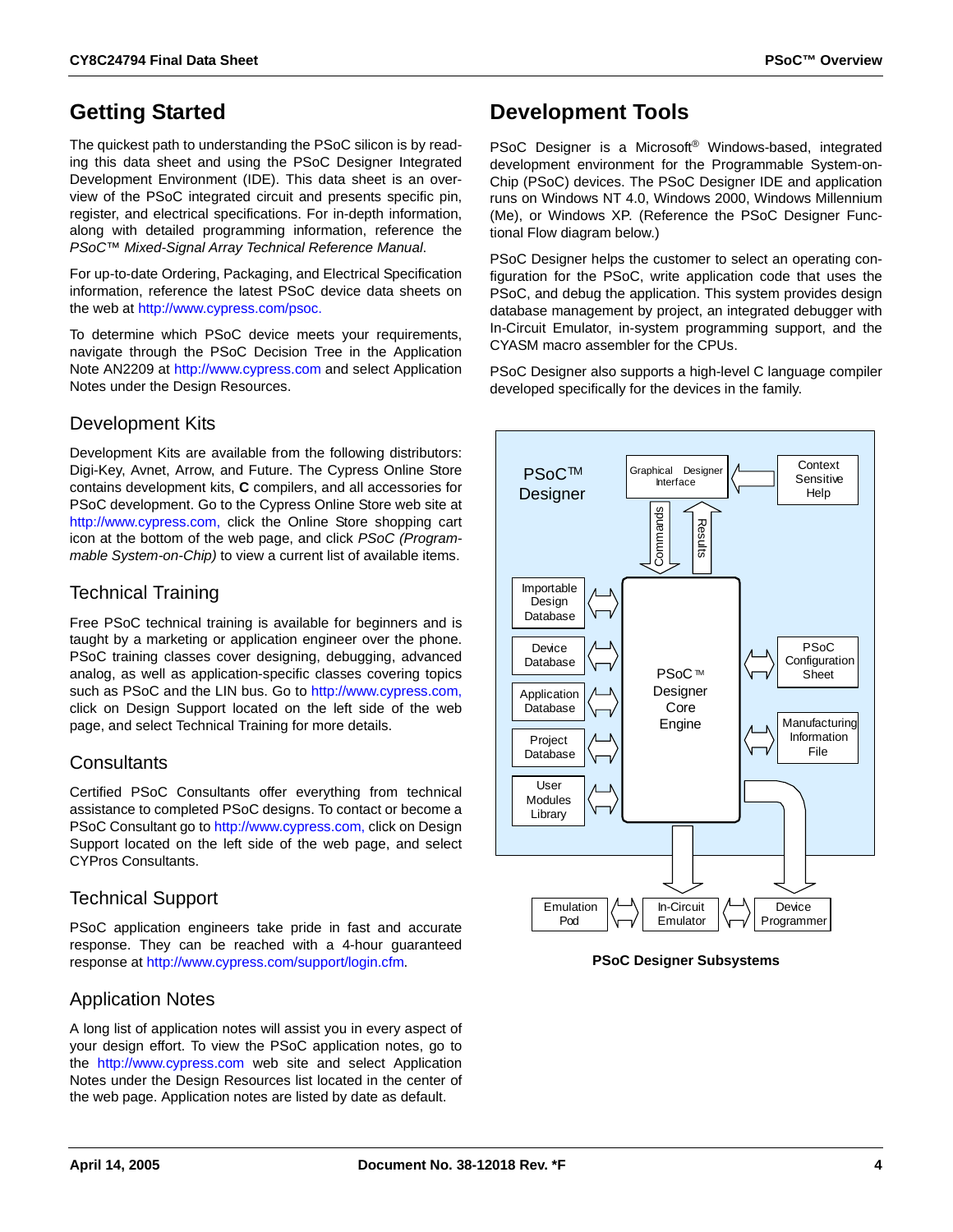## Getting Started

The quickest path to understanding the PSoC silicon is by reading this data sheet and using the PSoC Designer Integrated Development Environment (IDE). This data sheet is an overview of the PSoC integrated circuit and presents specific pin, register, and electrical specifications. For in-depth information, along with detailed programming information, reference the *PSoC™ Mixed-Signal Array Technical Reference Manual*.

For up-to-date Ordering, Packaging, and Electrical Specification information, reference the latest PSoC device data sheets on the web at http://www.cypress.com/psoc.

To determine which PSoC device meets your requirements, navigate through the PSoC Decision Tree in the Application Note AN2209 at http://www.cypress.com and select Application Notes under the Design Resources.

### Development Kits

Development Kits are available from the following distributors: Digi-Key, Avnet, Arrow, and Future. The Cypress Online Store contains development kits, **C** compilers, and all accessories for PSoC development. Go to the Cypress Online Store web site at http://www.cypress.com, click the Online Store shopping cart icon at the bottom of the web page, and click *PSoC (Programmable System-on-Chip)* to view a current list of available items.

### Technical Training

Free PSoC technical training is available for beginners and is taught by a marketing or application engineer over the phone. PSoC training classes cover designing, debugging, advanced analog, as well as application-specific classes covering topics such as PSoC and the LIN bus. Go to http://www.cypress.com, click on Design Support located on the left side of the web page, and select Technical Training for more details.

### Consultants

Certified PSoC Consultants offer everything from technical assistance to completed PSoC designs. To contact or become a PSoC Consultant go to http://www.cypress.com, click on Design Support located on the left side of the web page, and select CYPros Consultants.

### Technical Support

PSoC application engineers take pride in fast and accurate response. They can be reached with a 4-hour guaranteed response at http://www.cypress.com/support/login.cfm.

### Application Notes

A long list of application notes will assist you in every aspect of your design effort. To view the PSoC application notes, go to the http://www.cypress.com web site and select Application Notes under the Design Resources list located in the center of the web page. Application notes are listed by date as default.

## Development Tools

PSoC Designer is a Microsoft® Windows-based, integrated development environment for the Programmable System-on-Chip (PSoC) devices. The PSoC Designer IDE and application runs on Windows NT 4.0, Windows 2000, Windows Millennium (Me), or Windows XP. (Reference the PSoC Designer Functional Flow diagram below.)

PSoC Designer helps the customer to select an operating configuration for the PSoC, write application code that uses the PSoC, and debug the application. This system provides design database management by project, an integrated debugger with In-Circuit Emulator, in-system programming support, and the CYASM macro assembler for the CPUs.

PSoC Designer also supports a high-level C language compiler developed specifically for the devices in the family.

PSoC™ Designer

Graphical Designer Interface

Context Sensitive Help

Commands

Results

Importable Design Database

Device Database

Application Database

Project Database

User Modules Library

PSoC™ Designer Core Engine

PSoC Configuration Sheet

Manufacturing Information File

Emulation Pod

In-Circuit Emulator

Device Programmer

**PSoC Designer Subsystems**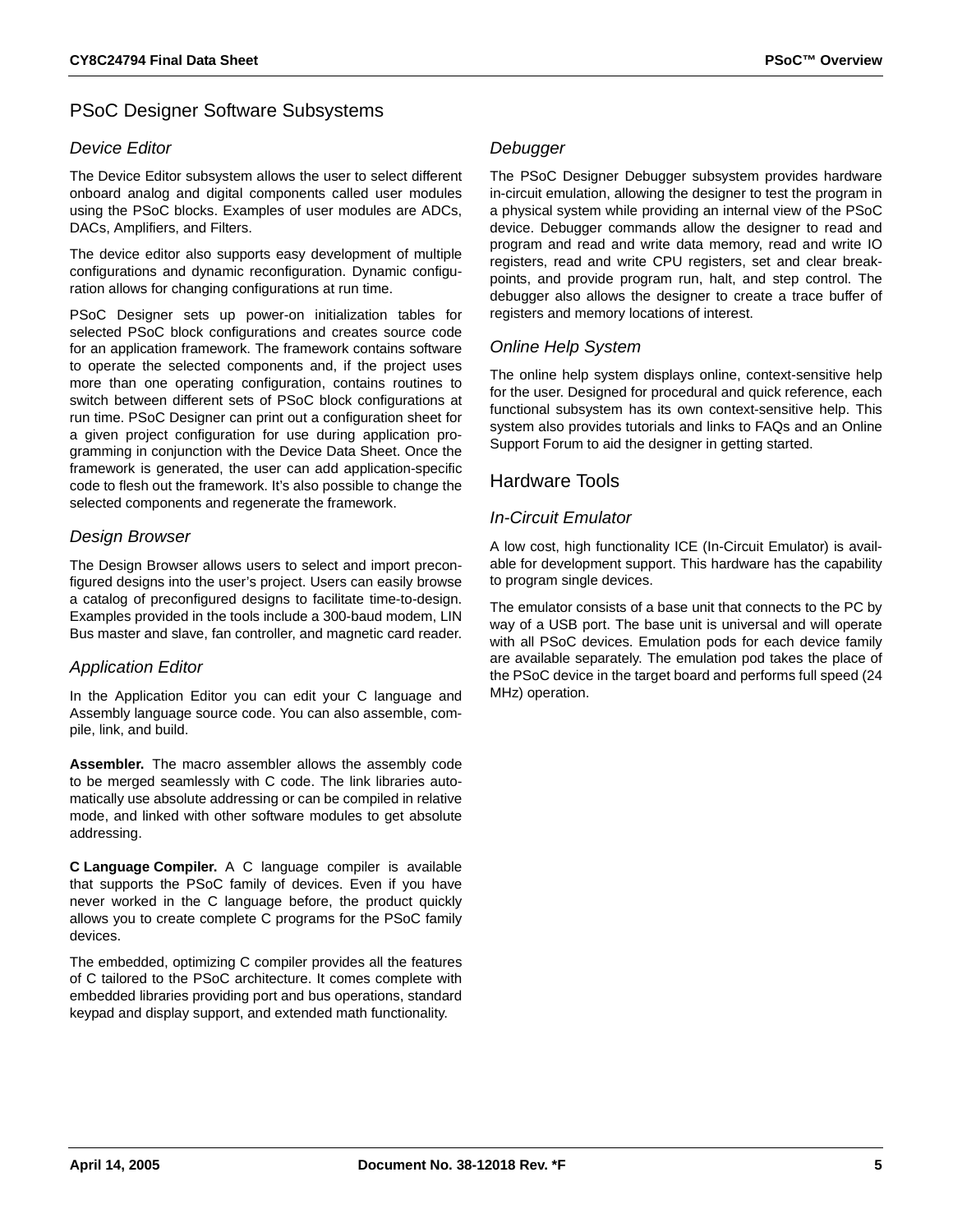## PSoC Designer Software Subsystems

### Device Editor

The Device Editor subsystem allows the user to select different onboard analog and digital components called user modules using the PSoC blocks. Examples of user modules are ADCs, DACs, Amplifiers, and Filters.

The device editor also supports easy development of multiple configurations and dynamic reconfiguration. Dynamic configuration allows for changing configurations at run time.

PSoC Designer sets up power-on initialization tables for selected PSoC block configurations and creates source code for an application framework. The framework contains software to operate the selected components and, if the project uses more than one operating configuration, contains routines to switch between different sets of PSoC block configurations at run time. PSoC Designer can print out a configuration sheet for a given project configuration for use during application programming in conjunction with the Device Data Sheet. Once the framework is generated, the user can add application-specific code to flesh out the framework. It's also possible to change the selected components and regenerate the framework.

### Design Browser

The Design Browser allows users to select and import preconfigured designs into the user's project. Users can easily browse a catalog of preconfigured designs to facilitate time-to-design. Examples provided in the tools include a 300-baud modem, LIN Bus master and slave, fan controller, and magnetic card reader.

### Application Editor

In the Application Editor you can edit your C language and Assembly language source code. You can also assemble, compile, link, and build.

**Assembler.** The macro assembler allows the assembly code to be merged seamlessly with C code. The link libraries automatically use absolute addressing or can be compiled in relative mode, and linked with other software modules to get absolute addressing.

**C Language Compiler.** A C language compiler is available that supports the PSoC family of devices. Even if you have never worked in the C language before, the product quickly allows you to create complete C programs for the PSoC family devices.

The embedded, optimizing C compiler provides all the features of C tailored to the PSoC architecture. It comes complete with embedded libraries providing port and bus operations, standard keypad and display support, and extended math functionality.

### Debugger

The PSoC Designer Debugger subsystem provides hardware in-circuit emulation, allowing the designer to test the program in a physical system while providing an internal view of the PSoC device. Debugger commands allow the designer to read and program and read and write data memory, read and write IO registers, read and write CPU registers, set and clear breakpoints, and provide program run, halt, and step control. The debugger also allows the designer to create a trace buffer of registers and memory locations of interest.

### Online Help System

The online help system displays online, context-sensitive help for the user. Designed for procedural and quick reference, each functional subsystem has its own context-sensitive help. This system also provides tutorials and links to FAQs and an Online Support Forum to aid the designer in getting started.

## Hardware Tools

### In-Circuit Emulator

A low cost, high functionality ICE (In-Circuit Emulator) is available for development support. This hardware has the capability to program single devices.

The emulator consists of a base unit that connects to the PC by way of a USB port. The base unit is universal and will operate with all PSoC devices. Emulation pods for each device family are available separately. The emulation pod takes the place of the PSoC device in the target board and performs full speed (24 MHz) operation.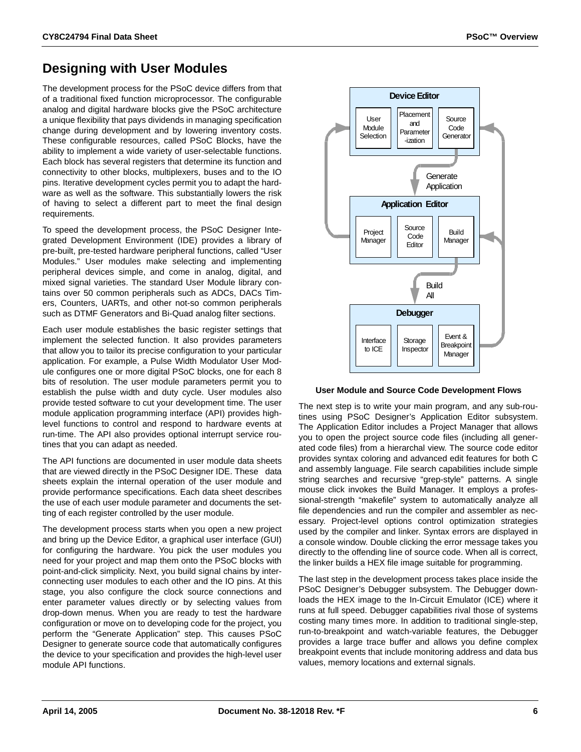## Designing with User Modules

The development process for the PSoC device differs from that of a traditional fixed function microprocessor. The configurable analog and digital hardware blocks give the PSoC architecture a unique flexibility that pays dividends in managing specification change during development and by lowering inventory costs. These configurable resources, called PSoC Blocks, have the ability to implement a wide variety of user-selectable functions. Each block has several registers that determine its function and connectivity to other blocks, multiplexers, buses and to the IO pins. Iterative development cycles permit you to adapt the hardware as well as the software. This substantially lowers the risk of having to select a different part to meet the final design requirements.

To speed the development process, the PSoC Designer Integrated Development Environment (IDE) provides a library of pre-built, pre-tested hardware peripheral functions, called "User Modules." User modules make selecting and implementing peripheral devices simple, and come in analog, digital, and mixed signal varieties. The standard User Module library contains over 50 common peripherals such as ADCs, DACs Timers, Counters, UARTs, and other not-so common peripherals such as DTMF Generators and Bi-Quad analog filter sections.

Each user module establishes the basic register settings that implement the selected function. It also provides parameters that allow you to tailor its precise configuration to your particular application. For example, a Pulse Width Modulator User Module configures one or more digital PSoC blocks, one for each 8 bits of resolution. The user module parameters permit you to establish the pulse width and duty cycle. User modules also provide tested software to cut your development time. The user module application programming interface (API) provides high-level functions to control and respond to hardware events at run-time. The API also provides optional interrupt service routines that you can adapt as needed.

The API functions are documented in user module data sheets that are viewed directly in the PSoC Designer IDE. These data sheets explain the internal operation of the user module and provide performance specifications. Each data sheet describes the use of each user module parameter and documents the setting of each register controlled by the user module.

The development process starts when you open a new project and bring up the Device Editor, a graphical user interface (GUI) for configuring the hardware. You pick the user modules you need for your project and map them onto the PSoC blocks with point-and-click simplicity. Next, you build signal chains by interconnecting user modules to each other and the IO pins. At this stage, you also configure the clock source connections and enter parameter values directly or by selecting values from drop-down menus. When you are ready to test the hardware configuration or move on to developing code for the project, you perform the "Generate Application" step. This causes PSoC Designer to generate source code that automatically configures the device to your specification and provides the high-level user module API functions.

Device Editor: User Module Selection | Placement and Parameter-ization | Source Code Generator

Generate Application

Application Editor: Project Manager | Source Code Editor | Build Manager

Build All

Debugger: Interface to ICE | Storage Inspector | Event & Breakpoint Manager

**User Module and Source Code Development Flows**

The next step is to write your main program, and any sub-routines using PSoC Designer's Application Editor subsystem. The Application Editor includes a Project Manager that allows you to open the project source code files (including all generated code files) from a hierarchal view. The source code editor provides syntax coloring and advanced edit features for both C and assembly language. File search capabilities include simple string searches and recursive "grep-style" patterns. A single mouse click invokes the Build Manager. It employs a professional-strength "makefile" system to automatically analyze all file dependencies and run the compiler and assembler as necessary. Project-level options control optimization strategies used by the compiler and linker. Syntax errors are displayed in a console window. Double clicking the error message takes you directly to the offending line of source code. When all is correct, the linker builds a HEX file image suitable for programming.

The last step in the development process takes place inside the PSoC Designer's Debugger subsystem. The Debugger downloads the HEX image to the In-Circuit Emulator (ICE) where it runs at full speed. Debugger capabilities rival those of systems costing many times more. In addition to traditional single-step, run-to-breakpoint and watch-variable features, the Debugger provides a large trace buffer and allows you define complex breakpoint events that include monitoring address and data bus values, memory locations and external signals.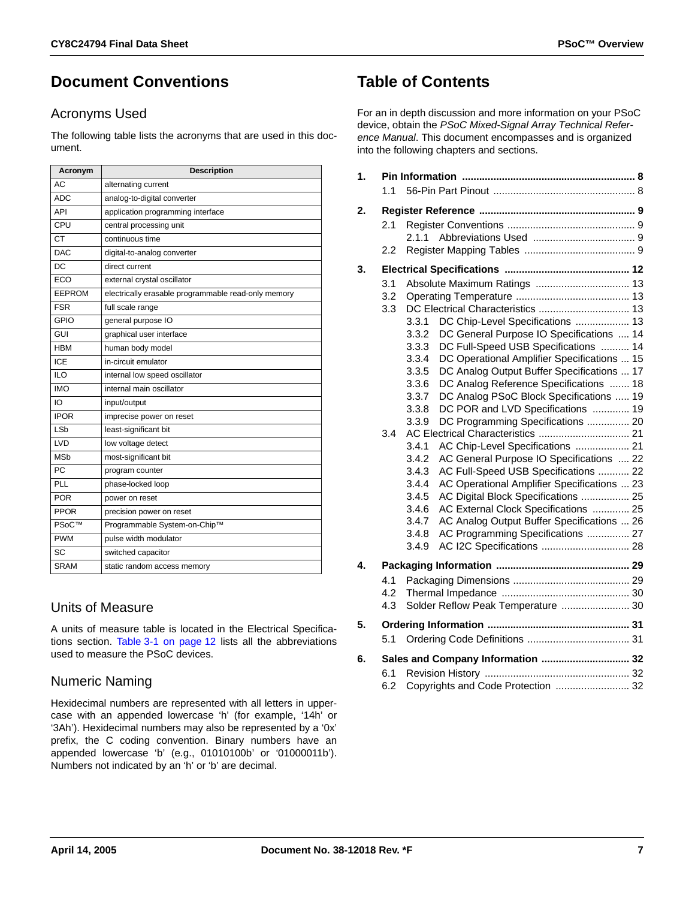# Document Conventions

## Acronyms Used

The following table lists the acronyms that are used in this document.

| Acronym | Description |
| --- | --- |
| AC | alternating current |
| ADC | analog-to-digital converter |
| API | application programming interface |
| CPU | central processing unit |
| CT | continuous time |
| DAC | digital-to-analog converter |
| DC | direct current |
| ECO | external crystal oscillator |
| EEPROM | electrically erasable programmable read-only memory |
| FSR | full scale range |
| GPIO | general purpose IO |
| GUI | graphical user interface |
| HBM | human body model |
| ICE | in-circuit emulator |
| ILO | internal low speed oscillator |
| IMO | internal main oscillator |
| IO | input/output |
| IPOR | imprecise power on reset |
| LSb | least-significant bit |
| LVD | low voltage detect |
| MSb | most-significant bit |
| PC | program counter |
| PLL | phase-locked loop |
| POR | power on reset |
| PPOR | precision power on reset |
| PSoC™ | Programmable System-on-Chip™ |
| PWM | pulse width modulator |
| SC | switched capacitor |
| SRAM | static random access memory |

## Units of Measure

A units of measure table is located in the Electrical Specifications section. Table 3-1 on page 12 lists all the abbreviations used to measure the PSoC devices.

## Numeric Naming

Hexidecimal numbers are represented with all letters in uppercase with an appended lowercase 'h' (for example, '14h' or '3Ah'). Hexidecimal numbers may also be represented by a '0x' prefix, the C coding convention. Binary numbers have an appended lowercase 'b' (e.g., 01010100b' or '01000011b'). Numbers not indicated by an 'h' or 'b' are decimal.

# Table of Contents

For an in depth discussion and more information on your PSoC device, obtain the *PSoC Mixed-Signal Array Technical Reference Manual*. This document encompasses and is organized into the following chapters and sections.

**1. Pin Information ... 8**
- 1.1 56-Pin Part Pinout ... 8

**2. Register Reference ... 9**
- 2.1 Register Conventions ... 9
  - 2.1.1 Abbreviations Used ... 9
- 2.2 Register Mapping Tables ... 9

**3. Electrical Specifications ... 12**
- 3.1 Absolute Maximum Ratings ... 13
- 3.2 Operating Temperature ... 13
- 3.3 DC Electrical Characteristics ... 13
  - 3.3.1 DC Chip-Level Specifications ... 13
  - 3.3.2 DC General Purpose IO Specifications ... 14
  - 3.3.3 DC Full-Speed USB Specifications ... 14
  - 3.3.4 DC Operational Amplifier Specifications ... 15
  - 3.3.5 DC Analog Output Buffer Specifications ... 17
  - 3.3.6 DC Analog Reference Specifications ... 18
  - 3.3.7 DC Analog PSoC Block Specifications ... 19
  - 3.3.8 DC POR and LVD Specifications ... 19
  - 3.3.9 DC Programming Specifications ... 20
- 3.4 AC Electrical Characteristics ... 21
  - 3.4.1 AC Chip-Level Specifications ... 21
  - 3.4.2 AC General Purpose IO Specifications ... 22
  - 3.4.3 AC Full-Speed USB Specifications ... 22
  - 3.4.4 AC Operational Amplifier Specifications ... 23
  - 3.4.5 AC Digital Block Specifications ... 25
  - 3.4.6 AC External Clock Specifications ... 25
  - 3.4.7 AC Analog Output Buffer Specifications ... 26
  - 3.4.8 AC Programming Specifications ... 27
  - 3.4.9 AC I2C Specifications ... 28

**4. Packaging Information ... 29**
- 4.1 Packaging Dimensions ... 29
- 4.2 Thermal Impedance ... 30
- 4.3 Solder Reflow Peak Temperature ... 30

**5. Ordering Information ... 31**
- 5.1 Ordering Code Definitions ... 31

**6. Sales and Company Information ... 32**
- 6.1 Revision History ... 32
- 6.2 Copyrights and Code Protection ... 32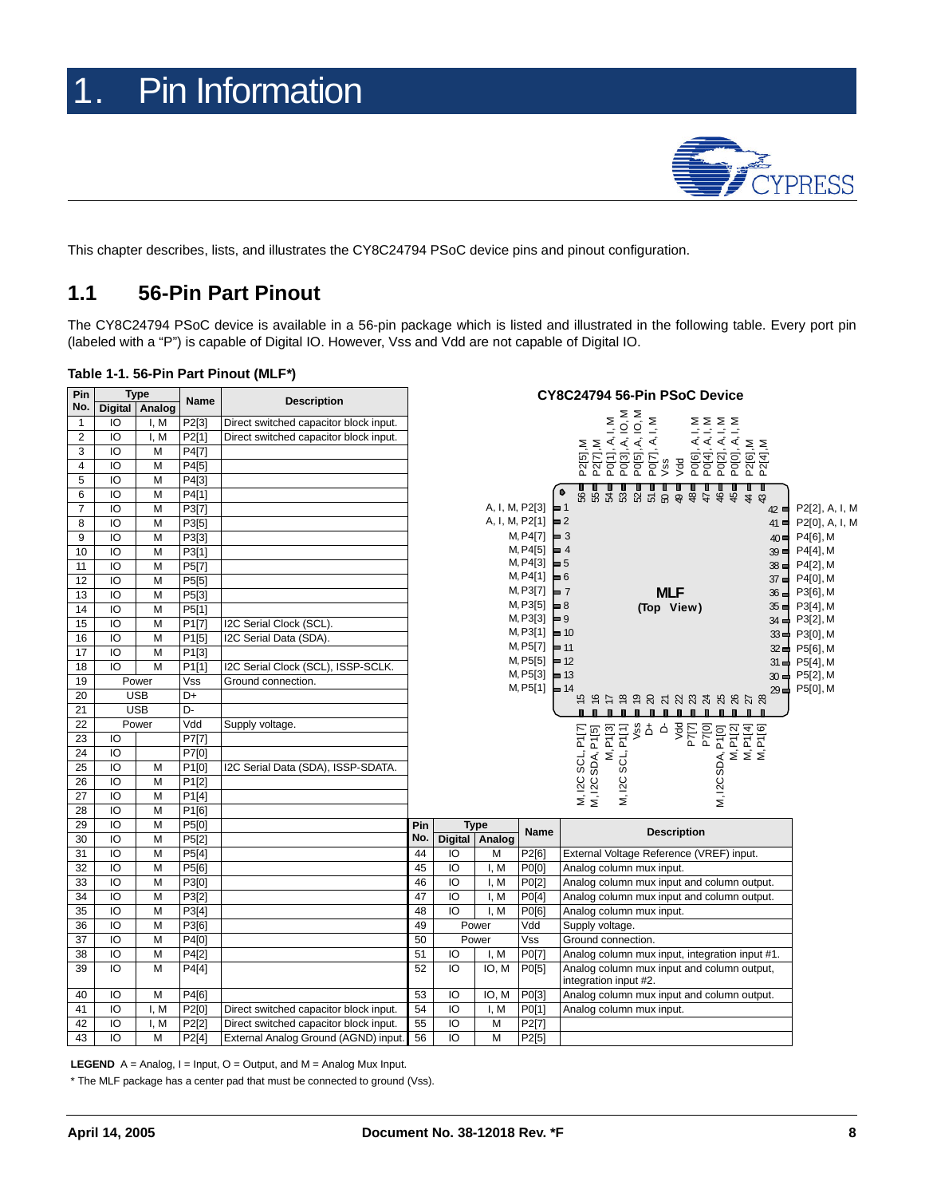# 1. Pin Information

This chapter describes, lists, and illustrates the CY8C24794 PSoC device pins and pinout configuration.

## 1.1 56-Pin Part Pinout

The CY8C24794 PSoC device is available in a 56-pin package which is listed and illustrated in the following table. Every port pin (labeled with a "P") is capable of Digital IO. However, Vss and Vdd are not capable of Digital IO.

**Table 1-1. 56-Pin Part Pinout (MLF*)**

| Pin No. | Type Digital | Type Analog | Name | Description |
|---|---|---|---|---|
| 1 | IO | I, M | P2[3] | Direct switched capacitor block input. |
| 2 | IO | I, M | P2[1] | Direct switched capacitor block input. |
| 3 | IO | M | P4[7] | |
| 4 | IO | M | P4[5] | |
| 5 | IO | M | P4[3] | |
| 6 | IO | M | P4[1] | |
| 7 | IO | M | P3[7] | |
| 8 | IO | M | P3[5] | |
| 9 | IO | M | P3[3] | |
| 10 | IO | M | P3[1] | |
| 11 | IO | M | P5[7] | |
| 12 | IO | M | P5[5] | |
| 13 | IO | M | P5[3] | |
| 14 | IO | M | P5[1] | |
| 15 | IO | M | P1[7] | I2C Serial Clock (SCL). |
| 16 | IO | M | P1[5] | I2C Serial Data (SDA). |
| 17 | IO | M | P1[3] | |
| 18 | IO | M | P1[1] | I2C Serial Clock (SCL), ISSP-SCLK. |
| 19 | Power | | Vss | Ground connection. |
| 20 | USB | | D+ | |
| 21 | USB | | D- | |
| 22 | Power | | Vdd | Supply voltage. |
| 23 | IO | | P7[7] | |
| 24 | IO | | P7[0] | |
| 25 | IO | M | P1[0] | I2C Serial Data (SDA), ISSP-SDATA. |
| 26 | IO | M | P1[2] | |
| 27 | IO | M | P1[4] | |
| 28 | IO | M | P1[6] | |
| 29 | IO | M | P5[0] | |
| 30 | IO | M | P5[2] | |
| 31 | IO | M | P5[4] | |
| 32 | IO | M | P5[6] | |
| 33 | IO | M | P3[0] | |
| 34 | IO | M | P3[2] | |
| 35 | IO | M | P3[4] | |
| 36 | IO | M | P3[6] | |
| 37 | IO | M | P4[0] | |
| 38 | IO | M | P4[2] | |
| 39 | IO | M | P4[4] | |
| 40 | IO | M | P4[6] | |
| 41 | IO | I, M | P2[0] | Direct switched capacitor block input. |
| 42 | IO | I, M | P2[2] | Direct switched capacitor block input. |
| 43 | IO | M | P2[4] | External Analog Ground (AGND) input. |
| 44 | IO | M | P2[6] | External Voltage Reference (VREF) input. |
| 45 | IO | I, M | P0[0] | Analog column mux input. |
| 46 | IO | I, M | P0[2] | Analog column mux input and column output. |
| 47 | IO | I, M | P0[4] | Analog column mux input and column output. |
| 48 | IO | I, M | P0[6] | Analog column mux input. |
| 49 | Power | | Vdd | Supply voltage. |
| 50 | Power | | Vss | Ground connection. |
| 51 | IO | I, M | P0[7] | Analog column mux input, integration input #1. |
| 52 | IO | IO, M | P0[5] | Analog column mux input and column output, integration input #2. |
| 53 | IO | IO, M | P0[3] | Analog column mux input and column output. |
| 54 | IO | I, M | P0[1] | Analog column mux input. |
| 55 | IO | M | P2[7] | |
| 56 | IO | M | P2[5] | |

**CY8C24794 56-Pin PSoC Device**

MLF (Top View)

**LEGEND** A = Analog, I = Input, O = Output, and M = Analog Mux Input.

\* The MLF package has a center pad that must be connected to ground (Vss).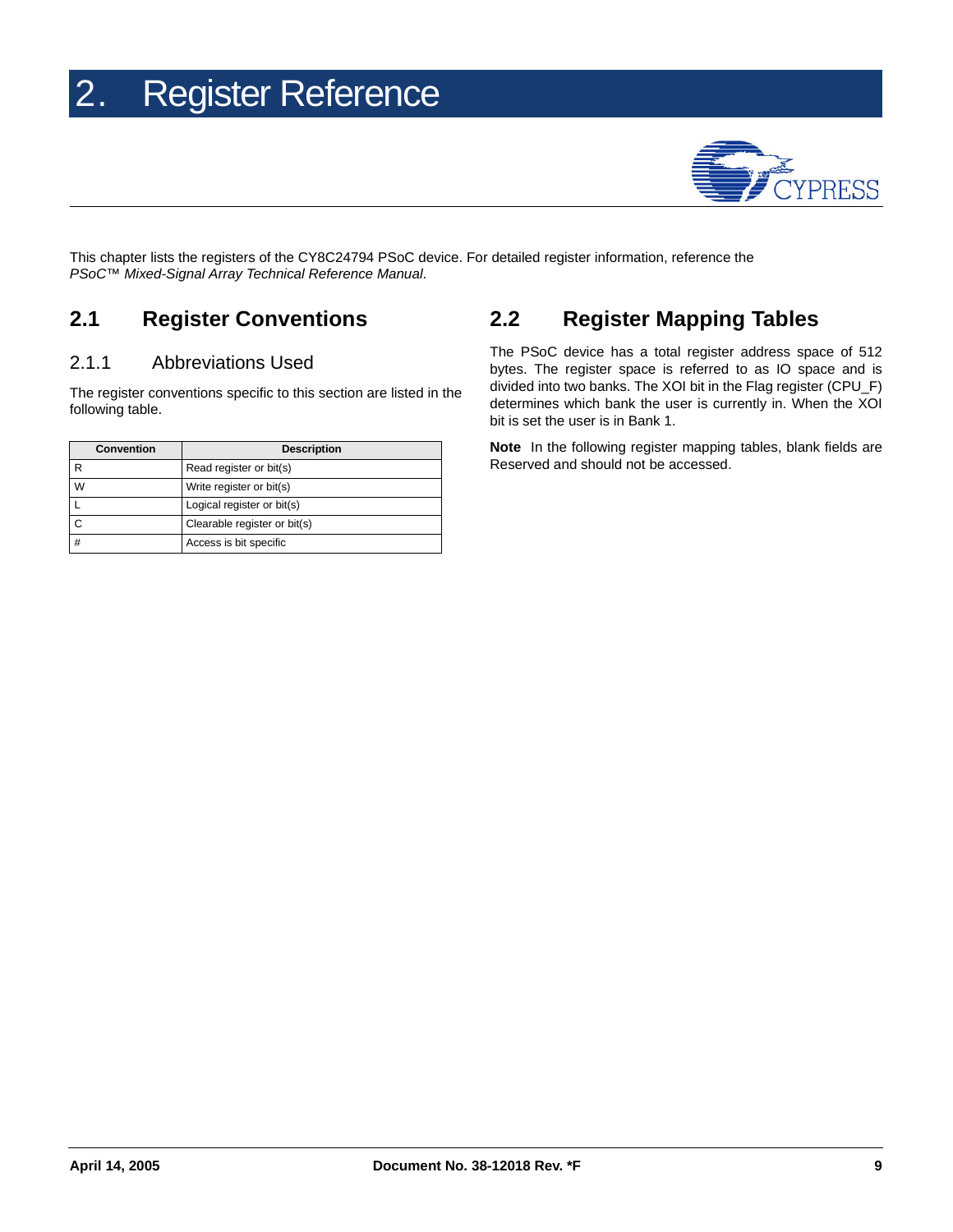# 2. Register Reference

This chapter lists the registers of the CY8C24794 PSoC device. For detailed register information, reference the *PSoC™ Mixed-Signal Array Technical Reference Manual*.

## 2.1 Register Conventions

### 2.1.1 Abbreviations Used

The register conventions specific to this section are listed in the following table.

| Convention | Description |
|---|---|
| R | Read register or bit(s) |
| W | Write register or bit(s) |
| L | Logical register or bit(s) |
| C | Clearable register or bit(s) |
| # | Access is bit specific |

## 2.2 Register Mapping Tables

The PSoC device has a total register address space of 512 bytes. The register space is referred to as IO space and is divided into two banks. The XOI bit in the Flag register (CPU_F) determines which bank the user is currently in. When the XOI bit is set the user is in Bank 1.

**Note** In the following register mapping tables, blank fields are Reserved and should not be accessed.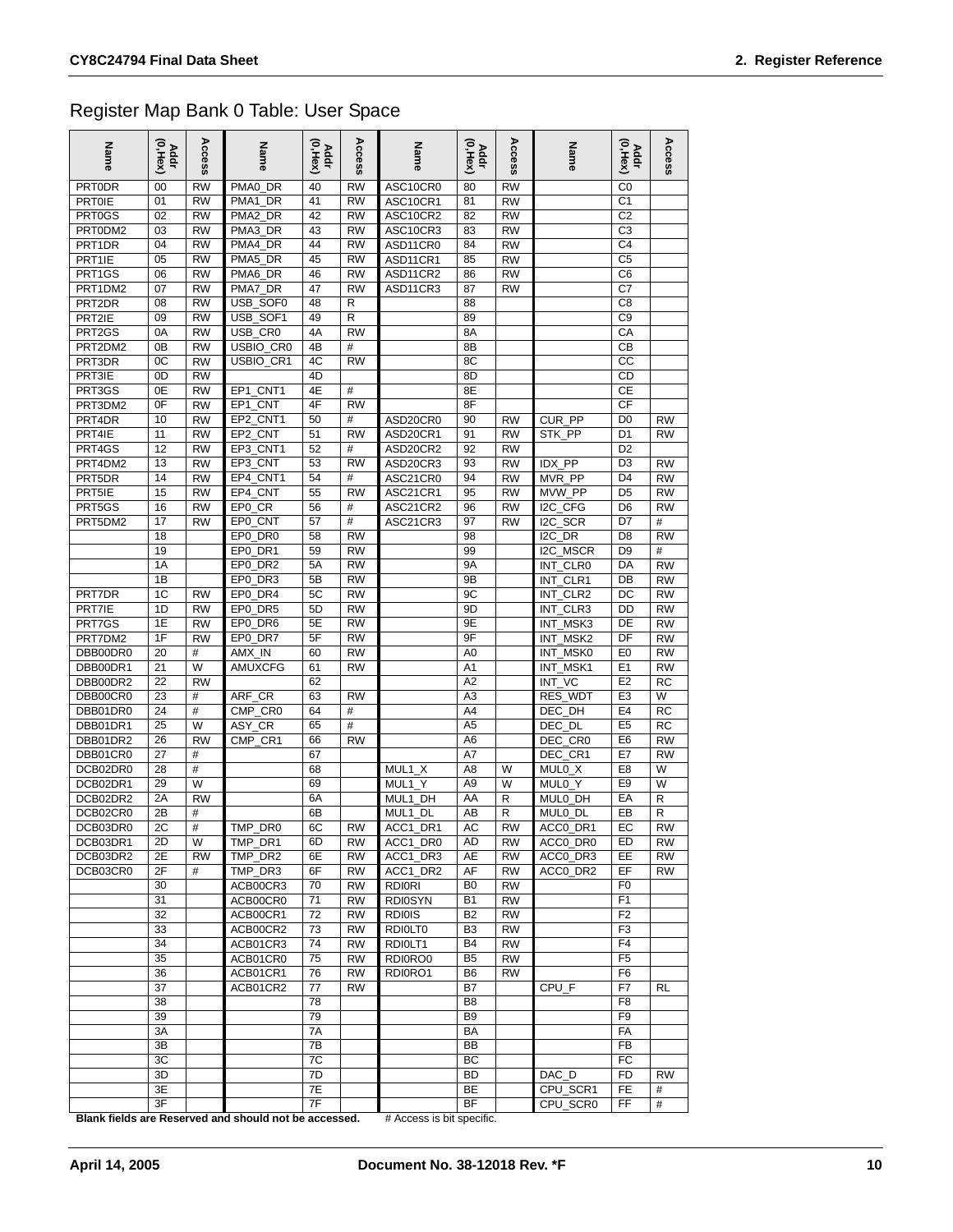## Register Map Bank 0 Table: User Space

| Name | Addr (0,Hex) | Access | Name | Addr (0,Hex) | Access | Name | Addr (0,Hex) | Access | Name | Addr (0,Hex) | Access |
|---|---|---|---|---|---|---|---|---|---|---|---|
| PRT0DR | 00 | RW | PMA0_DR | 40 | RW | ASC10CR0 | 80 | RW | | C0 | |
| PRT0IE | 01 | RW | PMA1_DR | 41 | RW | ASC10CR1 | 81 | RW | | C1 | |
| PRT0GS | 02 | RW | PMA2_DR | 42 | RW | ASC10CR2 | 82 | RW | | C2 | |
| PRT0DM2 | 03 | RW | PMA3_DR | 43 | RW | ASC10CR3 | 83 | RW | | C3 | |
| PRT1DR | 04 | RW | PMA4_DR | 44 | RW | ASD11CR0 | 84 | RW | | C4 | |
| PRT1IE | 05 | RW | PMA5_DR | 45 | RW | ASD11CR1 | 85 | RW | | C5 | |
| PRT1GS | 06 | RW | PMA6_DR | 46 | RW | ASD11CR2 | 86 | RW | | C6 | |
| PRT1DM2 | 07 | RW | PMA7_DR | 47 | RW | ASD11CR3 | 87 | RW | | C7 | |
| PRT2DR | 08 | RW | USB_SOF0 | 48 | R | | 88 | | | C8 | |
| PRT2IE | 09 | RW | USB_SOF1 | 49 | R | | 89 | | | C9 | |
| PRT2GS | 0A | RW | USB_CR0 | 4A | RW | | 8A | | | CA | |
| PRT2DM2 | 0B | RW | USBIO_CR0 | 4B | # | | 8B | | | CB | |
| PRT3DR | 0C | RW | USBIO_CR1 | 4C | RW | | 8C | | | CC | |
| PRT3IE | 0D | RW | | 4D | | | 8D | | | CD | |
| PRT3GS | 0E | RW | EP1_CNT1 | 4E | # | | 8E | | | CE | |
| PRT3DM2 | 0F | RW | EP1_CNT | 4F | RW | | 8F | | | CF | |
| PRT4DR | 10 | RW | EP2_CNT1 | 50 | # | ASD20CR0 | 90 | RW | CUR_PP | D0 | RW |
| PRT4IE | 11 | RW | EP2_CNT | 51 | RW | ASD20CR1 | 91 | RW | STK_PP | D1 | RW |
| PRT4GS | 12 | RW | EP3_CNT1 | 52 | # | ASD20CR2 | 92 | RW | | D2 | |
| PRT4DM2 | 13 | RW | EP3_CNT | 53 | RW | ASD20CR3 | 93 | RW | IDX_PP | D3 | RW |
| PRT5DR | 14 | RW | EP4_CNT1 | 54 | # | ASC21CR0 | 94 | RW | MVR_PP | D4 | RW |
| PRT5IE | 15 | RW | EP4_CNT | 55 | RW | ASC21CR1 | 95 | RW | MVW_PP | D5 | RW |
| PRT5GS | 16 | RW | EP0_CR | 56 | # | ASC21CR2 | 96 | RW | I2C_CFG | D6 | RW |
| PRT5DM2 | 17 | RW | EP0_CNT | 57 | # | ASC21CR3 | 97 | RW | I2C_SCR | D7 | # |
| | 18 | | EP0_DR0 | 58 | RW | | 98 | | I2C_DR | D8 | RW |
| | 19 | | EP0_DR1 | 59 | RW | | 99 | | I2C_MSCR | D9 | # |
| | 1A | | EP0_DR2 | 5A | RW | | 9A | | INT_CLR0 | DA | RW |
| | 1B | | EP0_DR3 | 5B | RW | | 9B | | INT_CLR1 | DB | RW |
| PRT7DR | 1C | RW | EP0_DR4 | 5C | RW | | 9C | | INT_CLR2 | DC | RW |
| PRT7IE | 1D | RW | EP0_DR5 | 5D | RW | | 9D | | INT_CLR3 | DD | RW |
| PRT7GS | 1E | RW | EP0_DR6 | 5E | RW | | 9E | | INT_MSK3 | DE | RW |
| PRT7DM2 | 1F | RW | EP0_DR7 | 5F | RW | | 9F | | INT_MSK2 | DF | RW |
| DBB00DR0 | 20 | # | AMX_IN | 60 | RW | | A0 | | INT_MSK0 | E0 | RW |
| DBB00DR1 | 21 | W | AMUXCFG | 61 | RW | | A1 | | INT_MSK1 | E1 | RW |
| DBB00DR2 | 22 | RW | | 62 | | | A2 | | INT_VC | E2 | RC |
| DBB00CR0 | 23 | # | ARF_CR | 63 | RW | | A3 | | RES_WDT | E3 | W |
| DBB01DR0 | 24 | # | CMP_CR0 | 64 | # | | A4 | | DEC_DH | E4 | RC |
| DBB01DR1 | 25 | W | ASY_CR | 65 | # | | A5 | | DEC_DL | E5 | RC |
| DBB01DR2 | 26 | RW | CMP_CR1 | 66 | RW | | A6 | | DEC_CR0 | E6 | RW |
| DBB01CR0 | 27 | # | | 67 | | | A7 | | DEC_CR1 | E7 | RW |
| DCB02DR0 | 28 | # | | 68 | | MUL1_X | A8 | W | MUL0_X | E8 | W |
| DCB02DR1 | 29 | W | | 69 | | MUL1_Y | A9 | W | MUL0_Y | E9 | W |
| DCB02DR2 | 2A | RW | | 6A | | MUL1_DH | AA | R | MUL0_DH | EA | R |
| DCB02CR0 | 2B | # | | 6B | | MUL1_DL | AB | R | MUL0_DL | EB | R |
| DCB03DR0 | 2C | # | TMP_DR0 | 6C | RW | ACC1_DR1 | AC | RW | ACC0_DR1 | EC | RW |
| DCB03DR1 | 2D | W | TMP_DR1 | 6D | RW | ACC1_DR0 | AD | RW | ACC0_DR0 | ED | RW |
| DCB03DR2 | 2E | RW | TMP_DR2 | 6E | RW | ACC1_DR3 | AE | RW | ACC0_DR3 | EE | RW |
| DCB03CR0 | 2F | # | TMP_DR3 | 6F | RW | ACC1_DR2 | AF | RW | ACC0_DR2 | EF | RW |
| | 30 | | ACB00CR3 | 70 | RW | RDI0RI | B0 | RW | | F0 | |
| | 31 | | ACB00CR0 | 71 | RW | RDI0SYN | B1 | RW | | F1 | |
| | 32 | | ACB00CR1 | 72 | RW | RDI0IS | B2 | RW | | F2 | |
| | 33 | | ACB00CR2 | 73 | RW | RDI0LT0 | B3 | RW | | F3 | |
| | 34 | | ACB01CR3 | 74 | RW | RDI0LT1 | B4 | RW | | F4 | |
| | 35 | | ACB01CR0 | 75 | RW | RDI0RO0 | B5 | RW | | F5 | |
| | 36 | | ACB01CR1 | 76 | RW | RDI0RO1 | B6 | RW | | F6 | |
| | 37 | | ACB01CR2 | 77 | RW | | B7 | | CPU_F | F7 | RL |
| | 38 | | | 78 | | | B8 | | | F8 | |
| | 39 | | | 79 | | | B9 | | | F9 | |
| | 3A | | | 7A | | | BA | | | FA | |
| | 3B | | | 7B | | | BB | | | FB | |
| | 3C | | | 7C | | | BC | | | FC | |
| | 3D | | | 7D | | | BD | | DAC_D | FD | RW |
| | 3E | | | 7E | | | BE | | CPU_SCR1 | FE | # |
| | 3F | | | 7F | | | BF | | CPU_SCR0 | FF | # |

**Blank fields are Reserved and should not be accessed.** # Access is bit specific.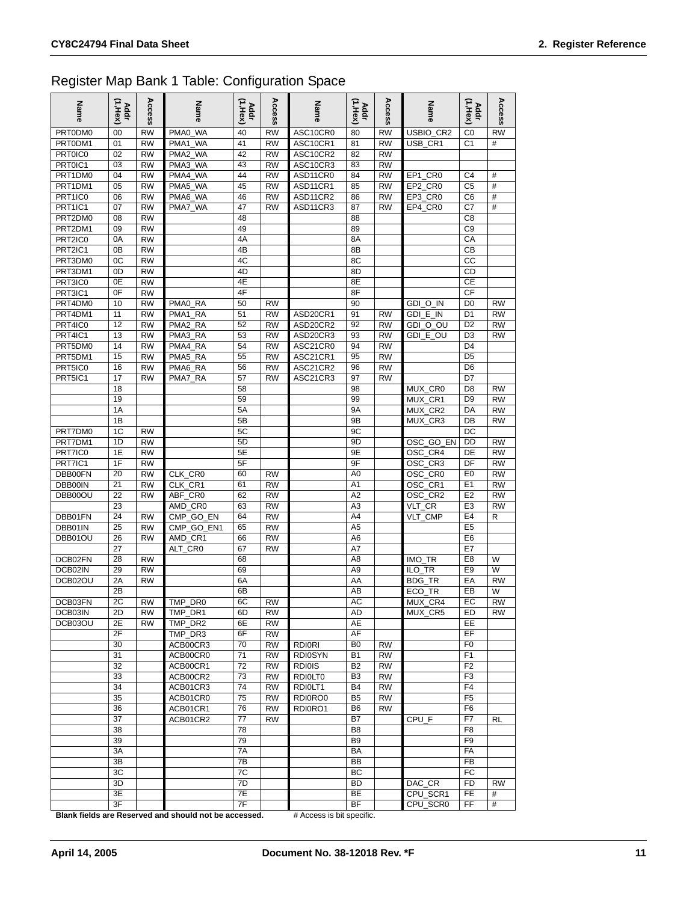## Register Map Bank 1 Table: Configuration Space

| Name | Addr (1,Hex) | Access | Name | Addr (1,Hex) | Access | Name | Addr (1,Hex) | Access | Name | Addr (1,Hex) | Access |
|---|---|---|---|---|---|---|---|---|---|---|---|
| PRT0DM0 | 00 | RW | PMA0_WA | 40 | RW | ASC10CR0 | 80 | RW | USBIO_CR2 | C0 | RW |
| PRT0DM1 | 01 | RW | PMA1_WA | 41 | RW | ASC10CR1 | 81 | RW | USB_CR1 | C1 | # |
| PRT0IC0 | 02 | RW | PMA2_WA | 42 | RW | ASC10CR2 | 82 | RW | | | |
| PRT0IC1 | 03 | RW | PMA3_WA | 43 | RW | ASC10CR3 | 83 | RW | | | |
| PRT1DM0 | 04 | RW | PMA4_WA | 44 | RW | ASD11CR0 | 84 | RW | EP1_CR0 | C4 | # |
| PRT1DM1 | 05 | RW | PMA5_WA | 45 | RW | ASD11CR1 | 85 | RW | EP2_CR0 | C5 | # |
| PRT1IC0 | 06 | RW | PMA6_WA | 46 | RW | ASD11CR2 | 86 | RW | EP3_CR0 | C6 | # |
| PRT1IC1 | 07 | RW | PMA7_WA | 47 | RW | ASD11CR3 | 87 | RW | EP4_CR0 | C7 | # |
| PRT2DM0 | 08 | RW | | 48 | | | 88 | | | C8 | |
| PRT2DM1 | 09 | RW | | 49 | | | 89 | | | C9 | |
| PRT2IC0 | 0A | RW | | 4A | | | 8A | | | CA | |
| PRT2IC1 | 0B | RW | | 4B | | | 8B | | | CB | |
| PRT3DM0 | 0C | RW | | 4C | | | 8C | | | CC | |
| PRT3DM1 | 0D | RW | | 4D | | | 8D | | | CD | |
| PRT3IC0 | 0E | RW | | 4E | | | 8E | | | CE | |
| PRT3IC1 | 0F | RW | | 4F | | | 8F | | | CF | |
| PRT4DM0 | 10 | RW | PMA0_RA | 50 | RW | | 90 | | GDI_O_IN | D0 | RW |
| PRT4DM1 | 11 | RW | PMA1_RA | 51 | RW | ASD20CR1 | 91 | RW | GDI_E_IN | D1 | RW |
| PRT4IC0 | 12 | RW | PMA2_RA | 52 | RW | ASD20CR2 | 92 | RW | GDI_O_OU | D2 | RW |
| PRT4IC1 | 13 | RW | PMA3_RA | 53 | RW | ASD20CR3 | 93 | RW | GDI_E_OU | D3 | RW |
| PRT5DM0 | 14 | RW | PMA4_RA | 54 | RW | ASC21CR0 | 94 | RW | | D4 | |
| PRT5DM1 | 15 | RW | PMA5_RA | 55 | RW | ASC21CR1 | 95 | RW | | D5 | |
| PRT5IC0 | 16 | RW | PMA6_RA | 56 | RW | ASC21CR2 | 96 | RW | | D6 | |
| PRT5IC1 | 17 | RW | PMA7_RA | 57 | RW | ASC21CR3 | 97 | RW | | D7 | |
| | 18 | | | 58 | | | 98 | | MUX_CR0 | D8 | RW |
| | 19 | | | 59 | | | 99 | | MUX_CR1 | D9 | RW |
| | 1A | | | 5A | | | 9A | | MUX_CR2 | DA | RW |
| | 1B | | | 5B | | | 9B | | MUX_CR3 | DB | RW |
| PRT7DM0 | 1C | RW | | 5C | | | 9C | | | DC | |
| PRT7DM1 | 1D | RW | | 5D | | | 9D | | OSC_GO_EN | DD | RW |
| PRT7IC0 | 1E | RW | | 5E | | | 9E | | OSC_CR4 | DE | RW |
| PRT7IC1 | 1F | RW | | 5F | | | 9F | | OSC_CR3 | DF | RW |
| DBB00FN | 20 | RW | CLK_CR0 | 60 | RW | | A0 | | OSC_CR0 | E0 | RW |
| DBB00IN | 21 | RW | CLK_CR1 | 61 | RW | | A1 | | OSC_CR1 | E1 | RW |
| DBB00OU | 22 | RW | ABF_CR0 | 62 | RW | | A2 | | OSC_CR2 | E2 | RW |
| | 23 | | AMD_CR0 | 63 | RW | | A3 | | VLT_CR | E3 | RW |
| DBB01FN | 24 | RW | CMP_GO_EN | 64 | RW | | A4 | | VLT_CMP | E4 | R |
| DBB01IN | 25 | RW | CMP_GO_EN1 | 65 | RW | | A5 | | | E5 | |
| DBB01OU | 26 | RW | AMD_CR1 | 66 | RW | | A6 | | | E6 | |
| | 27 | | ALT_CR0 | 67 | RW | | A7 | | | E7 | |
| DCB02FN | 28 | RW | | 68 | | | A8 | | IMO_TR | E8 | W |
| DCB02IN | 29 | RW | | 69 | | | A9 | | ILO_TR | E9 | W |
| DCB02OU | 2A | RW | | 6A | | | AA | | BDG_TR | EA | RW |
| | 2B | | | 6B | | | AB | | ECO_TR | EB | W |
| DCB03FN | 2C | RW | TMP_DR0 | 6C | RW | | AC | | MUX_CR4 | EC | RW |
| DCB03IN | 2D | RW | TMP_DR1 | 6D | RW | | AD | | MUX_CR5 | ED | RW |
| DCB03OU | 2E | RW | TMP_DR2 | 6E | RW | | AE | | | EE | |
| | 2F | | TMP_DR3 | 6F | RW | | AF | | | EF | |
| | 30 | | ACB00CR3 | 70 | RW | RDI0RI | B0 | RW | | F0 | |
| | 31 | | ACB00CR0 | 71 | RW | RDI0SYN | B1 | RW | | F1 | |
| | 32 | | ACB00CR1 | 72 | RW | RDI0IS | B2 | RW | | F2 | |
| | 33 | | ACB00CR2 | 73 | RW | RDI0LT0 | B3 | RW | | F3 | |
| | 34 | | ACB01CR3 | 74 | RW | RDI0LT1 | B4 | RW | | F4 | |
| | 35 | | ACB01CR0 | 75 | RW | RDI0RO0 | B5 | RW | | F5 | |
| | 36 | | ACB01CR1 | 76 | RW | RDI0RO1 | B6 | RW | | F6 | |
| | 37 | | ACB01CR2 | 77 | RW | | B7 | | CPU_F | F7 | RL |
| | 38 | | | 78 | | | B8 | | | F8 | |
| | 39 | | | 79 | | | B9 | | | F9 | |
| | 3A | | | 7A | | | BA | | | FA | |
| | 3B | | | 7B | | | BB | | | FB | |
| | 3C | | | 7C | | | BC | | | FC | |
| | 3D | | | 7D | | | BD | | DAC_CR | FD | RW |
| | 3E | | | 7E | | | BE | | CPU_SCR1 | FE | # |
| | 3F | | | 7F | | | BF | | CPU_SCR0 | FF | # |

**Blank fields are Reserved and should not be accessed.** # Access is bit specific.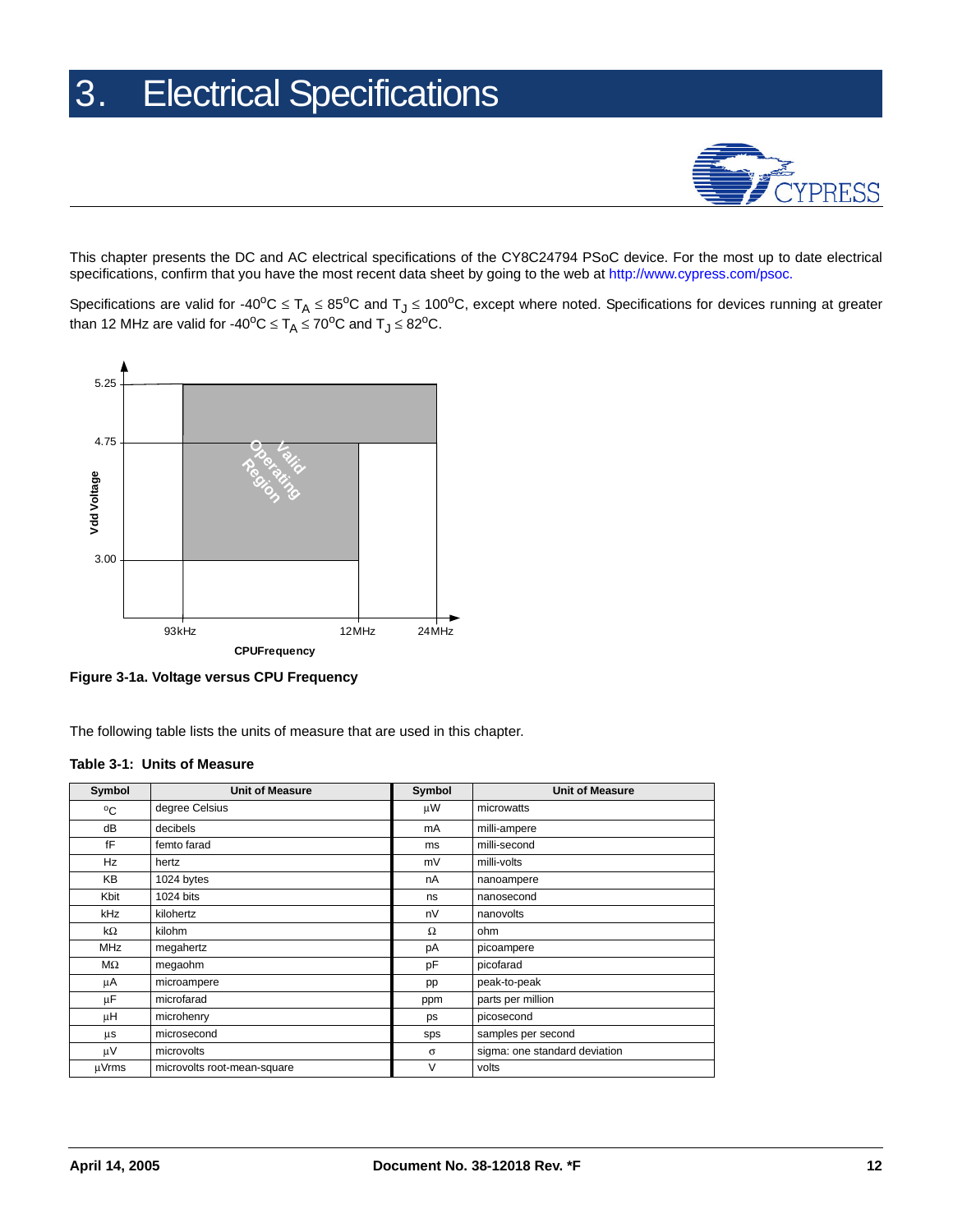# 3. Electrical Specifications

This chapter presents the DC and AC electrical specifications of the CY8C24794 PSoC device. For the most up to date electrical specifications, confirm that you have the most recent data sheet by going to the web at http://www.cypress.com/psoc.

Specifications are valid for $-40^oC \le T_A \le 85^oC$ and $T_J \le 100^oC$, except where noted. Specifications for devices running at greater than 12 MHz are valid for $-40^oC \le T_A \le 70^oC$ and $T_J \le 82^oC$.

**Figure 3-1a. Voltage versus CPU Frequency**

The following table lists the units of measure that are used in this chapter.

**Table 3-1: Units of Measure**

| Symbol | Unit of Measure | Symbol | Unit of Measure |
|---|---|---|---|
| $^oC$ | degree Celsius | µW | microwatts |
| dB | decibels | mA | milli-ampere |
| fF | femto farad | ms | milli-second |
| Hz | hertz | mV | milli-volts |
| KB | 1024 bytes | nA | nanoampere |
| Kbit | 1024 bits | ns | nanosecond |
| kHz | kilohertz | nV | nanovolts |
| kΩ | kilohm | Ω | ohm |
| MHz | megahertz | pA | picoampere |
| MΩ | megaohm | pF | picofarad |
| µA | microampere | pp | peak-to-peak |
| µF | microfarad | ppm | parts per million |
| µH | microhenry | ps | picosecond |
| µs | microsecond | sps | samples per second |
| µV | microvolts | σ | sigma: one standard deviation |
| µVrms | microvolts root-mean-square | V | volts |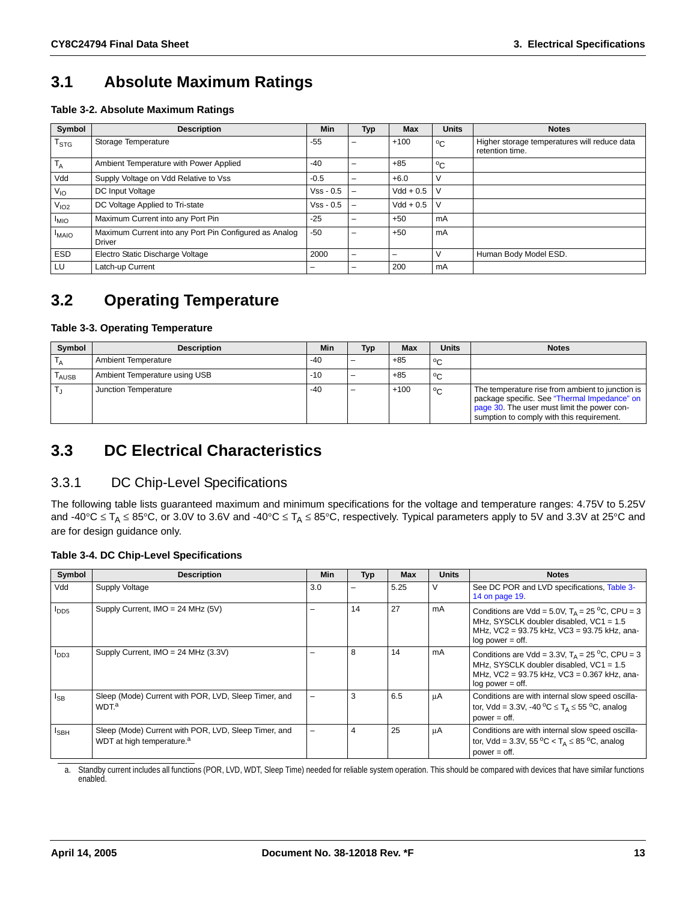## 3.1 Absolute Maximum Ratings

**Table 3-2. Absolute Maximum Ratings**

| Symbol | Description | Min | Typ | Max | Units | Notes |
|---|---|---|---|---|---|---|
| $T_{STG}$ | Storage Temperature | -55 | – | +100 | $^oC$ | Higher storage temperatures will reduce data retention time. |
| $T_A$ | Ambient Temperature with Power Applied | -40 | – | +85 | $^oC$ | |
| Vdd | Supply Voltage on Vdd Relative to Vss | -0.5 | – | +6.0 | V | |
| $V_{IO}$ | DC Input Voltage | Vss - 0.5 | – | Vdd + 0.5 | V | |
| $V_{IO2}$ | DC Voltage Applied to Tri-state | Vss - 0.5 | – | Vdd + 0.5 | V | |
| $I_{MIO}$ | Maximum Current into any Port Pin | -25 | – | +50 | mA | |
| $I_{MAIO}$ | Maximum Current into any Port Pin Configured as Analog Driver | -50 | – | +50 | mA | |
| ESD | Electro Static Discharge Voltage | 2000 | – | – | V | Human Body Model ESD. |
| LU | Latch-up Current | – | – | 200 | mA | |

## 3.2 Operating Temperature

**Table 3-3. Operating Temperature**

| Symbol | Description | Min | Typ | Max | Units | Notes |
|---|---|---|---|---|---|---|
| $T_A$ | Ambient Temperature | -40 | – | +85 | $^oC$ | |
| $T_{AUSB}$ | Ambient Temperature using USB | -10 | – | +85 | $^oC$ | |
| $T_J$ | Junction Temperature | -40 | – | +100 | $^oC$ | The temperature rise from ambient to junction is package specific. See "Thermal Impedance" on page 30. The user must limit the power consumption to comply with this requirement. |

## 3.3 DC Electrical Characteristics

### 3.3.1 DC Chip-Level Specifications

The following table lists guaranteed maximum and minimum specifications for the voltage and temperature ranges: 4.75V to 5.25V and -40°C ≤ $T_A$ ≤ 85°C, or 3.0V to 3.6V and -40°C ≤ $T_A$ ≤ 85°C, respectively. Typical parameters apply to 5V and 3.3V at 25°C and are for design guidance only.

**Table 3-4. DC Chip-Level Specifications**

| Symbol | Description | Min | Typ | Max | Units | Notes |
|---|---|---|---|---|---|---|
| Vdd | Supply Voltage | 3.0 | – | 5.25 | V | See DC POR and LVD specifications, Table 3-14 on page 19. |
| $I_{DD5}$ | Supply Current, IMO = 24 MHz (5V) | – | 14 | 27 | mA | Conditions are Vdd = 5.0V, $T_A$ = 25 $^oC$, CPU = 3 MHz, SYSCLK doubler disabled, VC1 = 1.5 MHz, VC2 = 93.75 kHz, VC3 = 93.75 kHz, analog power = off. |
| $I_{DD3}$ | Supply Current, IMO = 24 MHz (3.3V) | – | 8 | 14 | mA | Conditions are Vdd = 3.3V, $T_A$ = 25 $^oC$, CPU = 3 MHz, SYSCLK doubler disabled, VC1 = 1.5 MHz, VC2 = 93.75 kHz, VC3 = 0.367 kHz, analog power = off. |
| $I_{SB}$ | Sleep (Mode) Current with POR, LVD, Sleep Timer, and WDT.[a] | – | 3 | 6.5 | μA | Conditions are with internal slow speed oscillator, Vdd = 3.3V, -40 $^oC$ ≤ $T_A$ ≤ 55 $^oC$, analog power = off. |
| $I_{SBH}$ | Sleep (Mode) Current with POR, LVD, Sleep Timer, and WDT at high temperature.[a] | – | 4 | 25 | μA | Conditions are with internal slow speed oscillator, Vdd = 3.3V, 55 $^oC$ < $T_A$ ≤ 85 $^oC$, analog power = off. |

a. Standby current includes all functions (POR, LVD, WDT, Sleep Time) needed for reliable system operation. This should be compared with devices that have similar functions enabled.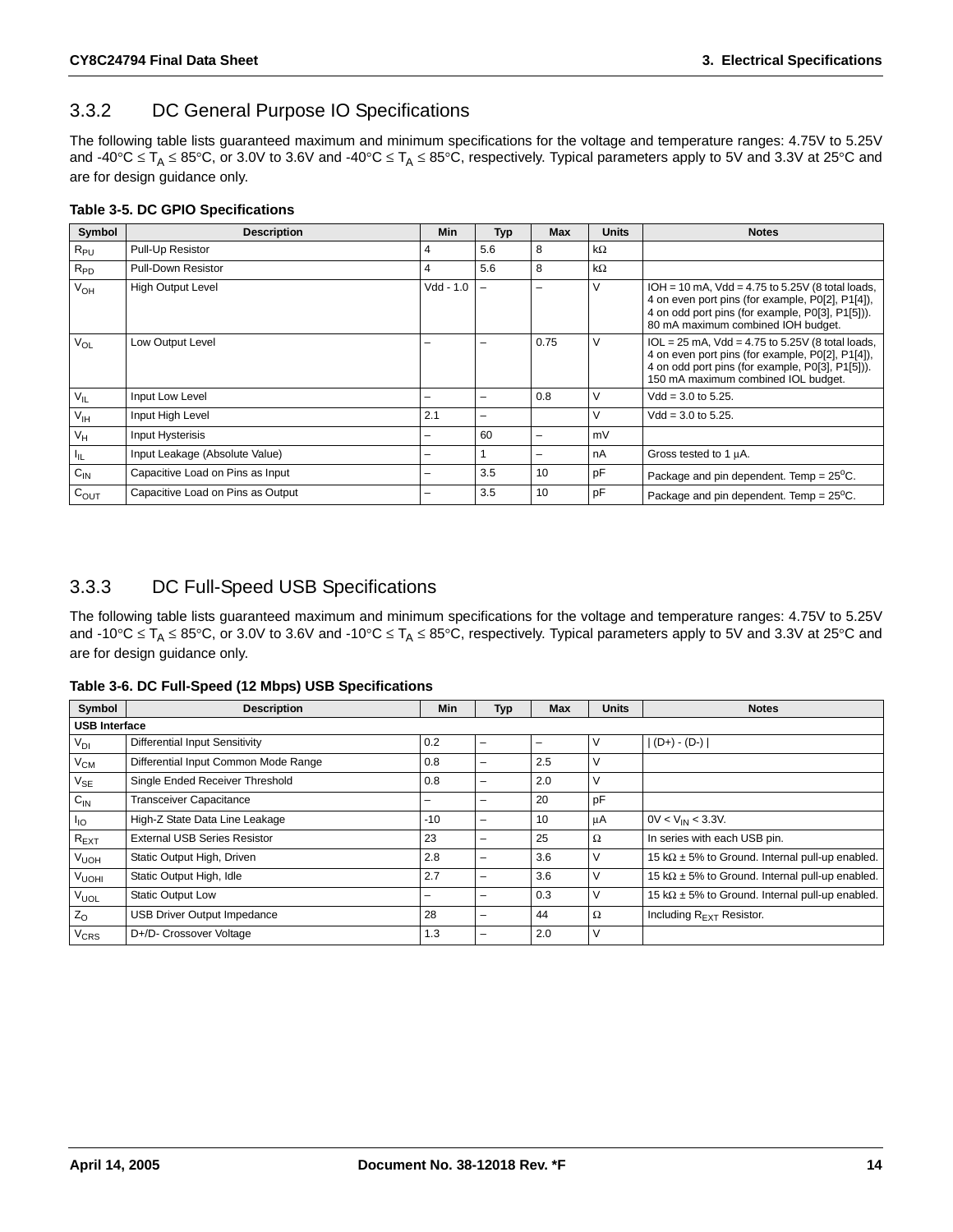### 3.3.2 DC General Purpose IO Specifications

The following table lists guaranteed maximum and minimum specifications for the voltage and temperature ranges: 4.75V to 5.25V and -40°C ≤ $T_A$ ≤ 85°C, or 3.0V to 3.6V and -40°C ≤ $T_A$ ≤ 85°C, respectively. Typical parameters apply to 5V and 3.3V at 25°C and are for design guidance only.

**Table 3-5. DC GPIO Specifications**

| Symbol | Description | Min | Typ | Max | Units | Notes |
|---|---|---|---|---|---|---|
| $R_{PU}$ | Pull-Up Resistor | 4 | 5.6 | 8 | kΩ | |
| $R_{PD}$ | Pull-Down Resistor | 4 | 5.6 | 8 | kΩ | |
| $V_{OH}$ | High Output Level | Vdd - 1.0 | – | – | V | IOH = 10 mA, Vdd = 4.75 to 5.25V (8 total loads, 4 on even port pins (for example, P0[2], P1[4]), 4 on odd port pins (for example, P0[3], P1[5])). 80 mA maximum combined IOH budget. |
| $V_{OL}$ | Low Output Level | – | – | 0.75 | V | IOL = 25 mA, Vdd = 4.75 to 5.25V (8 total loads, 4 on even port pins (for example, P0[2], P1[4]), 4 on odd port pins (for example, P0[3], P1[5])). 150 mA maximum combined IOL budget. |
| $V_{IL}$ | Input Low Level | – | – | 0.8 | V | Vdd = 3.0 to 5.25. |
| $V_{IH}$ | Input High Level | 2.1 | – | | V | Vdd = 3.0 to 5.25. |
| $V_H$ | Input Hysterisis | – | 60 | – | mV | |
| $I_{IL}$ | Input Leakage (Absolute Value) | – | 1 | – | nA | Gross tested to 1 μA. |
| $C_{IN}$ | Capacitive Load on Pins as Input | – | 3.5 | 10 | pF | Package and pin dependent. Temp = 25°C. |
| $C_{OUT}$ | Capacitive Load on Pins as Output | – | 3.5 | 10 | pF | Package and pin dependent. Temp = 25°C. |

### 3.3.3 DC Full-Speed USB Specifications

The following table lists guaranteed maximum and minimum specifications for the voltage and temperature ranges: 4.75V to 5.25V and -10°C ≤ $T_A$ ≤ 85°C, or 3.0V to 3.6V and -10°C ≤ $T_A$ ≤ 85°C, respectively. Typical parameters apply to 5V and 3.3V at 25°C and are for design guidance only.

**Table 3-6. DC Full-Speed (12 Mbps) USB Specifications**

| Symbol | Description | Min | Typ | Max | Units | Notes |
|---|---|---|---|---|---|---|
| **USB Interface** | | | | | | |
| $V_{DI}$ | Differential Input Sensitivity | 0.2 | – | – | V | \| (D+) - (D-) \| |
| $V_{CM}$ | Differential Input Common Mode Range | 0.8 | – | 2.5 | V | |
| $V_{SE}$ | Single Ended Receiver Threshold | 0.8 | – | 2.0 | V | |
| $C_{IN}$ | Transceiver Capacitance | – | – | 20 | pF | |
| $I_{IO}$ | High-Z State Data Line Leakage | -10 | – | 10 | μA | 0V < $V_{IN}$ < 3.3V. |
| $R_{EXT}$ | External USB Series Resistor | 23 | – | 25 | Ω | In series with each USB pin. |
| $V_{UOH}$ | Static Output High, Driven | 2.8 | – | 3.6 | V | 15 kΩ ± 5% to Ground. Internal pull-up enabled. |
| $V_{UOHI}$ | Static Output High, Idle | 2.7 | – | 3.6 | V | 15 kΩ ± 5% to Ground. Internal pull-up enabled. |
| $V_{UOL}$ | Static Output Low | – | – | 0.3 | V | 15 kΩ ± 5% to Ground. Internal pull-up enabled. |
| $Z_O$ | USB Driver Output Impedance | 28 | – | 44 | Ω | Including $R_{EXT}$ Resistor. |
| $V_{CRS}$ | D+/D- Crossover Voltage | 1.3 | – | 2.0 | V | |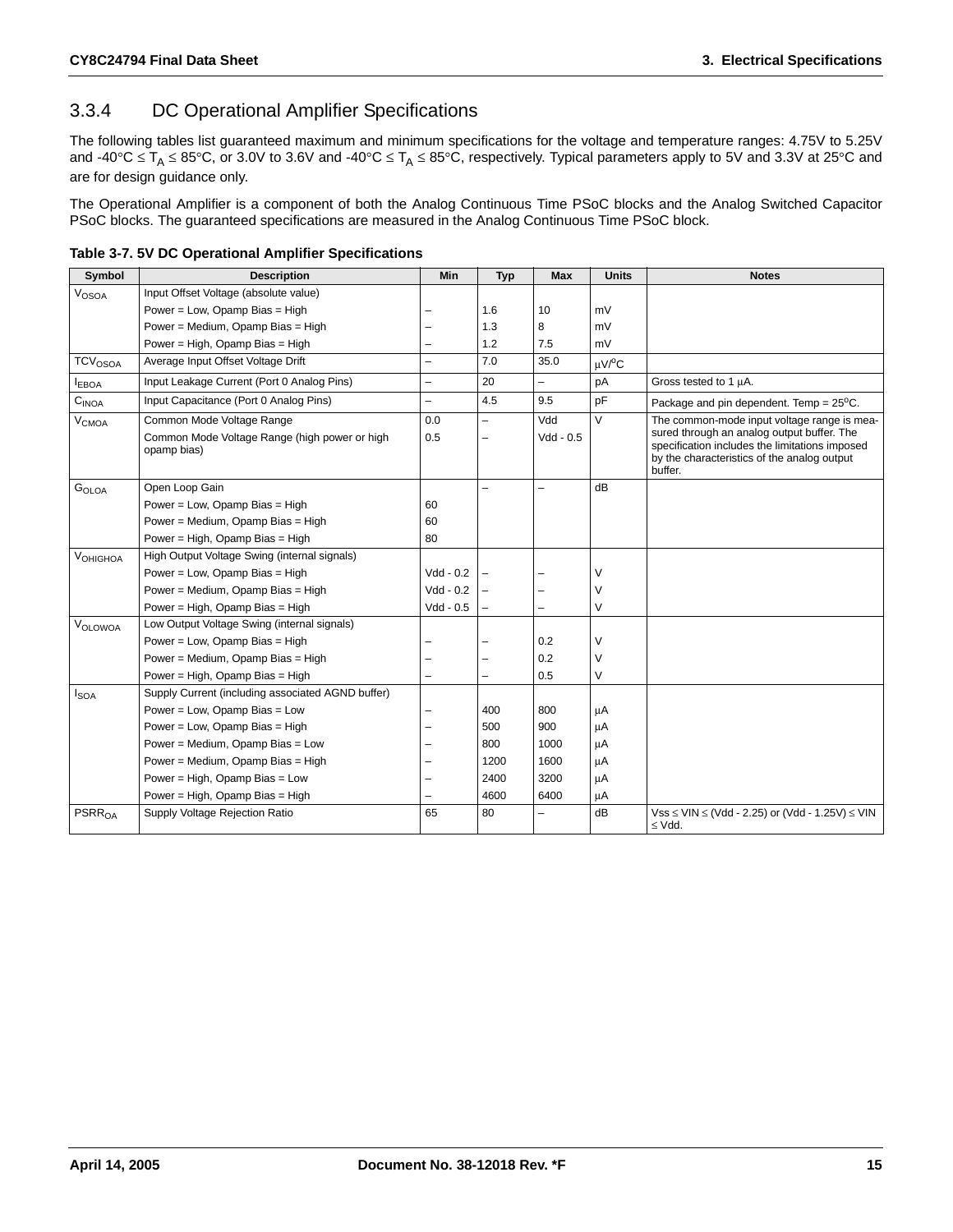### 3.3.4 DC Operational Amplifier Specifications

The following tables list guaranteed maximum and minimum specifications for the voltage and temperature ranges: 4.75V to 5.25V and -40°C ≤ $T_A$ ≤ 85°C, or 3.0V to 3.6V and -40°C ≤ $T_A$ ≤ 85°C, respectively. Typical parameters apply to 5V and 3.3V at 25°C and are for design guidance only.

The Operational Amplifier is a component of both the Analog Continuous Time PSoC blocks and the Analog Switched Capacitor PSoC blocks. The guaranteed specifications are measured in the Analog Continuous Time PSoC block.

**Table 3-7. 5V DC Operational Amplifier Specifications**

| Symbol | Description | Min | Typ | Max | Units | Notes |
|---|---|---|---|---|---|---|
| $V_{OSOA}$ | Input Offset Voltage (absolute value) | | | | | |
| | Power = Low, Opamp Bias = High | – | 1.6 | 10 | mV | |
| | Power = Medium, Opamp Bias = High | – | 1.3 | 8 | mV | |
| | Power = High, Opamp Bias = High | – | 1.2 | 7.5 | mV | |
| $TCV_{OSOA}$ | Average Input Offset Voltage Drift | – | 7.0 | 35.0 | μV/°C | |
| $I_{EBOA}$ | Input Leakage Current (Port 0 Analog Pins) | – | 20 | – | pA | Gross tested to 1 μA. |
| $C_{INOA}$ | Input Capacitance (Port 0 Analog Pins) | – | 4.5 | 9.5 | pF | Package and pin dependent. Temp = 25°C. |
| $V_{CMOA}$ | Common Mode Voltage Range | 0.0 | – | Vdd | V | The common-mode input voltage range is measured through an analog output buffer. The specification includes the limitations imposed by the characteristics of the analog output buffer. |
| | Common Mode Voltage Range (high power or high opamp bias) | 0.5 | – | Vdd - 0.5 | | |
| $G_{OLOA}$ | Open Loop Gain | | – | – | dB | |
| | Power = Low, Opamp Bias = High | 60 | | | | |
| | Power = Medium, Opamp Bias = High | 60 | | | | |
| | Power = High, Opamp Bias = High | 80 | | | | |
| $V_{OHIGHOA}$ | High Output Voltage Swing (internal signals) | | | | | |
| | Power = Low, Opamp Bias = High | Vdd - 0.2 | – | – | V | |
| | Power = Medium, Opamp Bias = High | Vdd - 0.2 | – | – | V | |
| | Power = High, Opamp Bias = High | Vdd - 0.5 | – | – | V | |
| $V_{OLOWOA}$ | Low Output Voltage Swing (internal signals) | | | | | |
| | Power = Low, Opamp Bias = High | – | – | 0.2 | V | |
| | Power = Medium, Opamp Bias = High | – | – | 0.2 | V | |
| | Power = High, Opamp Bias = High | – | – | 0.5 | V | |
| $I_{SOA}$ | Supply Current (including associated AGND buffer) | | | | | |
| | Power = Low, Opamp Bias = Low | – | 400 | 800 | μA | |
| | Power = Low, Opamp Bias = High | – | 500 | 900 | μA | |
| | Power = Medium, Opamp Bias = Low | – | 800 | 1000 | μA | |
| | Power = Medium, Opamp Bias = High | – | 1200 | 1600 | μA | |
| | Power = High, Opamp Bias = Low | – | 2400 | 3200 | μA | |
| | Power = High, Opamp Bias = High | – | 4600 | 6400 | μA | |
| $PSRR_{OA}$ | Supply Voltage Rejection Ratio | 65 | 80 | – | dB | Vss ≤ VIN ≤ (Vdd - 2.25) or (Vdd - 1.25V) ≤ VIN ≤ Vdd. |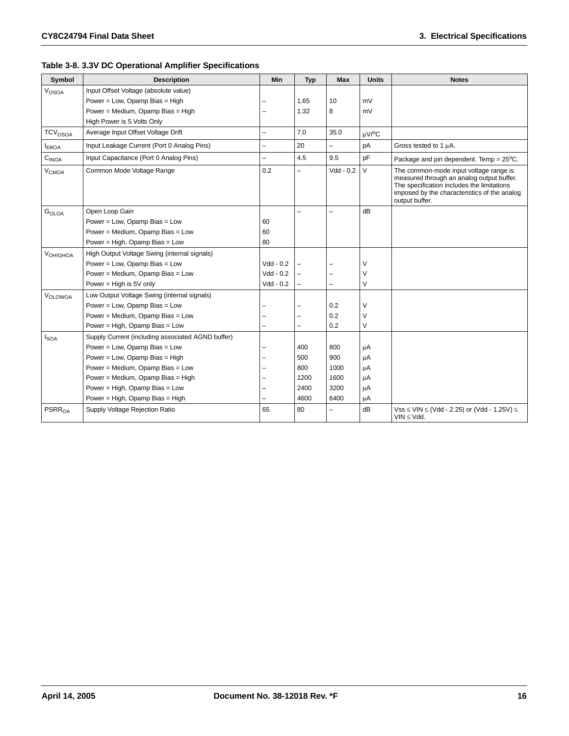**Table 3-8. 3.3V DC Operational Amplifier Specifications**

| Symbol | Description | Min | Typ | Max | Units | Notes |
|---|---|---|---|---|---|---|
| $V_{OSOA}$ | Input Offset Voltage (absolute value) | | | | | |
| | Power = Low, Opamp Bias = High | – | 1.65 | 10 | mV | |
| | Power = Medium, Opamp Bias = High | – | 1.32 | 8 | mV | |
| | High Power is 5 Volts Only | | | | | |
| $TCV_{OSOA}$ | Average Input Offset Voltage Drift | – | 7.0 | 35.0 | µV/°C | |
| $I_{EBOA}$ | Input Leakage Current (Port 0 Analog Pins) | – | 20 | – | pA | Gross tested to 1 µA. |
| $C_{INOA}$ | Input Capacitance (Port 0 Analog Pins) | – | 4.5 | 9.5 | pF | Package and pin dependent. Temp = 25°C. |
| $V_{CMOA}$ | Common Mode Voltage Range | 0.2 | – | Vdd - 0.2 | V | The common-mode input voltage range is measured through an analog output buffer. The specification includes the limitations imposed by the characteristics of the analog output buffer. |
| $G_{OLOA}$ | Open Loop Gain | | – | – | dB | |
| | Power = Low, Opamp Bias = Low | 60 | | | | |
| | Power = Medium, Opamp Bias = Low | 60 | | | | |
| | Power = High, Opamp Bias = Low | 80 | | | | |
| $V_{OHIGHOA}$ | High Output Voltage Swing (internal signals) | | | | | |
| | Power = Low, Opamp Bias = Low | Vdd - 0.2 | – | – | V | |
| | Power = Medium, Opamp Bias = Low | Vdd - 0.2 | – | – | V | |
| | Power = High is 5V only | Vdd - 0.2 | – | – | V | |
| $V_{OLOWOA}$ | Low Output Voltage Swing (internal signals) | | | | | |
| | Power = Low, Opamp Bias = Low | – | – | 0.2 | V | |
| | Power = Medium, Opamp Bias = Low | – | – | 0.2 | V | |
| | Power = High, Opamp Bias = Low | – | – | 0.2 | V | |
| $I_{SOA}$ | Supply Current (including associated AGND buffer) | | | | | |
| | Power = Low, Opamp Bias = Low | – | 400 | 800 | µA | |
| | Power = Low, Opamp Bias = High | – | 500 | 900 | µA | |
| | Power = Medium, Opamp Bias = Low | – | 800 | 1000 | µA | |
| | Power = Medium, Opamp Bias = High | – | 1200 | 1600 | µA | |
| | Power = High, Opamp Bias = Low | – | 2400 | 3200 | µA | |
| | Power = High, Opamp Bias = High | – | 4600 | 6400 | µA | |
| $PSRR_{OA}$ | Supply Voltage Rejection Ratio | 65 | 80 | – | dB | Vss ≤ VIN ≤ (Vdd - 2.25) or (Vdd - 1.25V) ≤ VIN ≤ Vdd. |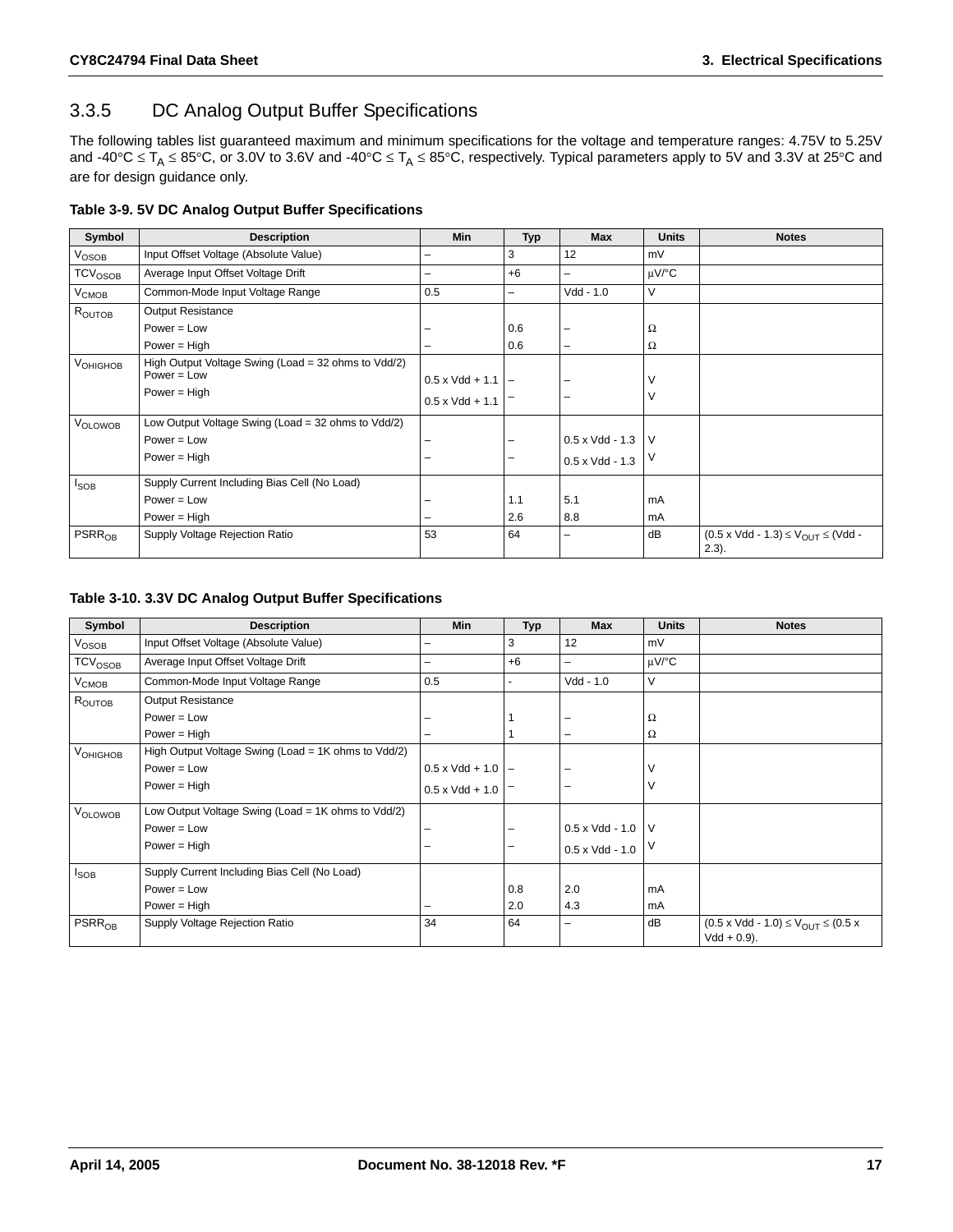### 3.3.5 DC Analog Output Buffer Specifications

The following tables list guaranteed maximum and minimum specifications for the voltage and temperature ranges: 4.75V to 5.25V and -40°C ≤ $T_A$ ≤ 85°C, or 3.0V to 3.6V and -40°C ≤ $T_A$ ≤ 85°C, respectively. Typical parameters apply to 5V and 3.3V at 25°C and are for design guidance only.

**Table 3-9. 5V DC Analog Output Buffer Specifications**

| Symbol | Description | Min | Typ | Max | Units | Notes |
|---|---|---|---|---|---|---|
| $V_{OSOB}$ | Input Offset Voltage (Absolute Value) | – | 3 | 12 | mV | |
| $TCV_{OSOB}$ | Average Input Offset Voltage Drift | – | +6 | – | μV/°C | |
| $V_{CMOB}$ | Common-Mode Input Voltage Range | 0.5 | – | Vdd - 1.0 | V | |
| $R_{OUTOB}$ | Output Resistance | | | | | |
| | Power = Low | – | 0.6 | – | Ω | |
| | Power = High | – | 0.6 | – | Ω | |
| $V_{OHIGHOB}$ | High Output Voltage Swing (Load = 32 ohms to Vdd/2) | | | | | |
| | Power = Low | 0.5 x Vdd + 1.1 | – | – | V | |
| | Power = High | 0.5 x Vdd + 1.1 | – | – | V | |
| $V_{OLOWOB}$ | Low Output Voltage Swing (Load = 32 ohms to Vdd/2) | | | | | |
| | Power = Low | – | – | 0.5 x Vdd - 1.3 | V | |
| | Power = High | – | – | 0.5 x Vdd - 1.3 | V | |
| $I_{SOB}$ | Supply Current Including Bias Cell (No Load) | | | | | |
| | Power = Low | – | 1.1 | 5.1 | mA | |
| | Power = High | – | 2.6 | 8.8 | mA | |
| $PSRR_{OB}$ | Supply Voltage Rejection Ratio | 53 | 64 | – | dB | (0.5 x Vdd - 1.3) ≤ $V_{OUT}$ ≤ (Vdd - 2.3). |

**Table 3-10. 3.3V DC Analog Output Buffer Specifications**

| Symbol | Description | Min | Typ | Max | Units | Notes |
|---|---|---|---|---|---|---|
| $V_{OSOB}$ | Input Offset Voltage (Absolute Value) | – | 3 | 12 | mV | |
| $TCV_{OSOB}$ | Average Input Offset Voltage Drift | – | +6 | – | μV/°C | |
| $V_{CMOB}$ | Common-Mode Input Voltage Range | 0.5 | - | Vdd - 1.0 | V | |
| $R_{OUTOB}$ | Output Resistance | | | | | |
| | Power = Low | – | 1 | – | Ω | |
| | Power = High | – | 1 | – | Ω | |
| $V_{OHIGHOB}$ | High Output Voltage Swing (Load = 1K ohms to Vdd/2) | | | | | |
| | Power = Low | 0.5 x Vdd + 1.0 | – | – | V | |
| | Power = High | 0.5 x Vdd + 1.0 | – | – | V | |
| $V_{OLOWOB}$ | Low Output Voltage Swing (Load = 1K ohms to Vdd/2) | | | | | |
| | Power = Low | – | – | 0.5 x Vdd - 1.0 | V | |
| | Power = High | – | – | 0.5 x Vdd - 1.0 | V | |
| $I_{SOB}$ | Supply Current Including Bias Cell (No Load) | | | | | |
| | Power = Low | | 0.8 | 2.0 | mA | |
| | Power = High | – | 2.0 | 4.3 | mA | |
| $PSRR_{OB}$ | Supply Voltage Rejection Ratio | 34 | 64 | – | dB | (0.5 x Vdd - 1.0) ≤ $V_{OUT}$ ≤ (0.5 x Vdd + 0.9). |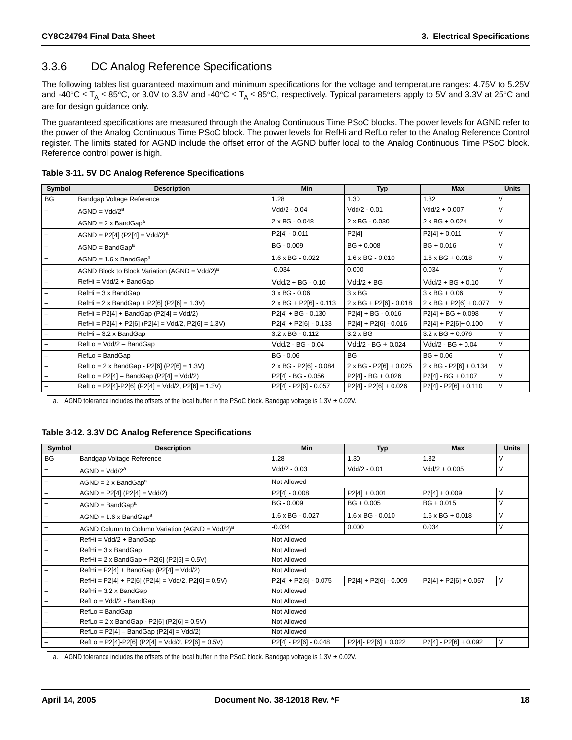### 3.3.6 DC Analog Reference Specifications

The following tables list guaranteed maximum and minimum specifications for the voltage and temperature ranges: 4.75V to 5.25V and -40°C ≤ $T_A$ ≤ 85°C, or 3.0V to 3.6V and -40°C ≤ $T_A$ ≤ 85°C, respectively. Typical parameters apply to 5V and 3.3V at 25°C and are for design guidance only.

The guaranteed specifications are measured through the Analog Continuous Time PSoC blocks. The power levels for AGND refer to the power of the Analog Continuous Time PSoC block. The power levels for RefHi and RefLo refer to the Analog Reference Control register. The limits stated for AGND include the offset error of the AGND buffer local to the Analog Continuous Time PSoC block. Reference control power is high.

**Table 3-11. 5V DC Analog Reference Specifications**

| Symbol | Description | Min | Typ | Max | Units |
|---|---|---|---|---|---|
| BG | Bandgap Voltage Reference | 1.28 | 1.30 | 1.32 | V |
| – | AGND = Vdd/2[a] | Vdd/2 - 0.04 | Vdd/2 - 0.01 | Vdd/2 + 0.007 | V |
| – | AGND = 2 x BandGap[a] | 2 x BG - 0.048 | 2 x BG - 0.030 | 2 x BG + 0.024 | V |
| – | AGND = P2[4] (P2[4] = Vdd/2)[a] | P2[4] - 0.011 | P2[4] | P2[4] + 0.011 | V |
| – | AGND = BandGap[a] | BG - 0.009 | BG + 0.008 | BG + 0.016 | V |
| – | AGND = 1.6 x BandGap[a] | 1.6 x BG - 0.022 | 1.6 x BG - 0.010 | 1.6 x BG + 0.018 | V |
| – | AGND Block to Block Variation (AGND = Vdd/2)[a] | -0.034 | 0.000 | 0.034 | V |
| – | RefHi = Vdd/2 + BandGap | Vdd/2 + BG - 0.10 | Vdd/2 + BG | Vdd/2 + BG + 0.10 | V |
| – | RefHi = 3 x BandGap | 3 x BG - 0.06 | 3 x BG | 3 x BG + 0.06 | V |
| – | RefHi = 2 x BandGap + P2[6] (P2[6] = 1.3V) | 2 x BG + P2[6] - 0.113 | 2 x BG + P2[6] - 0.018 | 2 x BG + P2[6] + 0.077 | V |
| – | RefHi = P2[4] + BandGap (P2[4] = Vdd/2) | P2[4] + BG - 0.130 | P2[4] + BG - 0.016 | P2[4] + BG + 0.098 | V |
| – | RefHi = P2[4] + P2[6] (P2[4] = Vdd/2, P2[6] = 1.3V) | P2[4] + P2[6] - 0.133 | P2[4] + P2[6] - 0.016 | P2[4] + P2[6]+ 0.100 | V |
| – | RefHi = 3.2 x BandGap | 3.2 x BG - 0.112 | 3.2 x BG | 3.2 x BG + 0.076 | V |
| – | RefLo = Vdd/2 – BandGap | Vdd/2 - BG - 0.04 | Vdd/2 - BG + 0.024 | Vdd/2 - BG + 0.04 | V |
| – | RefLo = BandGap | BG - 0.06 | BG | BG + 0.06 | V |
| – | RefLo = 2 x BandGap - P2[6] (P2[6] = 1.3V) | 2 x BG - P2[6] - 0.084 | 2 x BG - P2[6] + 0.025 | 2 x BG - P2[6] + 0.134 | V |
| – | RefLo = P2[4] – BandGap (P2[4] = Vdd/2) | P2[4] - BG - 0.056 | P2[4] - BG + 0.026 | P2[4] - BG + 0.107 | V |
| – | RefLo = P2[4]-P2[6] (P2[4] = Vdd/2, P2[6] = 1.3V) | P2[4] - P2[6] - 0.057 | P2[4] - P2[6] + 0.026 | P2[4] - P2[6] + 0.110 | V |

a. AGND tolerance includes the offsets of the local buffer in the PSoC block. Bandgap voltage is 1.3V ± 0.02V.

**Table 3-12. 3.3V DC Analog Reference Specifications**

| Symbol | Description | Min | Typ | Max | Units |
|---|---|---|---|---|---|
| BG | Bandgap Voltage Reference | 1.28 | 1.30 | 1.32 | V |
| – | AGND = Vdd/2[a] | Vdd/2 - 0.03 | Vdd/2 - 0.01 | Vdd/2 + 0.005 | V |
| – | AGND = 2 x BandGap[a] | Not Allowed | | | |
| – | AGND = P2[4] (P2[4] = Vdd/2) | P2[4] - 0.008 | P2[4] + 0.001 | P2[4] + 0.009 | V |
| – | AGND = BandGap[a] | BG - 0.009 | BG + 0.005 | BG + 0.015 | V |
| – | AGND = 1.6 x BandGap[a] | 1.6 x BG - 0.027 | 1.6 x BG - 0.010 | 1.6 x BG + 0.018 | V |
| – | AGND Column to Column Variation (AGND = Vdd/2)[a] | -0.034 | 0.000 | 0.034 | V |
| – | RefHi = Vdd/2 + BandGap | Not Allowed | | | |
| – | RefHi = 3 x BandGap | Not Allowed | | | |
| – | RefHi = 2 x BandGap + P2[6] (P2[6] = 0.5V) | Not Allowed | | | |
| – | RefHi = P2[4] + BandGap (P2[4] = Vdd/2) | Not Allowed | | | |
| – | RefHi = P2[4] + P2[6] (P2[4] = Vdd/2, P2[6] = 0.5V) | P2[4] + P2[6] - 0.075 | P2[4] + P2[6] - 0.009 | P2[4] + P2[6] + 0.057 | V |
| – | RefHi = 3.2 x BandGap | Not Allowed | | | |
| – | RefLo = Vdd/2 - BandGap | Not Allowed | | | |
| – | RefLo = BandGap | Not Allowed | | | |
| – | RefLo = 2 x BandGap - P2[6] (P2[6] = 0.5V) | Not Allowed | | | |
| – | RefLo = P2[4] – BandGap (P2[4] = Vdd/2) | Not Allowed | | | |
| – | RefLo = P2[4]-P2[6] (P2[4] = Vdd/2, P2[6] = 0.5V) | P2[4] - P2[6] - 0.048 | P2[4]- P2[6] + 0.022 | P2[4] - P2[6] + 0.092 | V |

a. AGND tolerance includes the offsets of the local buffer in the PSoC block. Bandgap voltage is 1.3V ± 0.02V.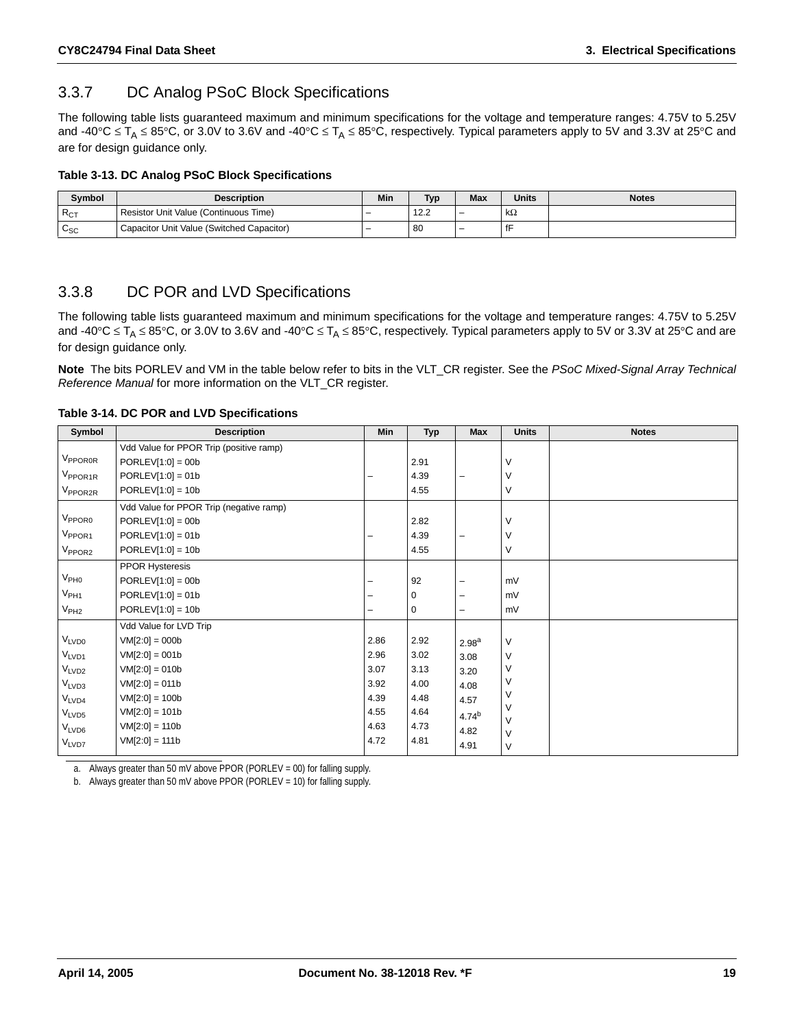### 3.3.7 DC Analog PSoC Block Specifications

The following table lists guaranteed maximum and minimum specifications for the voltage and temperature ranges: 4.75V to 5.25V and -40°C ≤ $T_A$ ≤ 85°C, or 3.0V to 3.6V and -40°C ≤ $T_A$ ≤ 85°C, respectively. Typical parameters apply to 5V and 3.3V at 25°C and are for design guidance only.

**Table 3-13. DC Analog PSoC Block Specifications**

| Symbol | Description | Min | Typ | Max | Units | Notes |
|---|---|---|---|---|---|---|
| $R_{CT}$ | Resistor Unit Value (Continuous Time) | – | 12.2 | – | kΩ | |
| $C_{SC}$ | Capacitor Unit Value (Switched Capacitor) | – | 80 | – | fF | |

### 3.3.8 DC POR and LVD Specifications

The following table lists guaranteed maximum and minimum specifications for the voltage and temperature ranges: 4.75V to 5.25V and -40°C ≤ $T_A$ ≤ 85°C, or 3.0V to 3.6V and -40°C ≤ $T_A$ ≤ 85°C, respectively. Typical parameters apply to 5V or 3.3V at 25°C and are for design guidance only.

**Note** The bits PORLEV and VM in the table below refer to bits in the VLT_CR register. See the *PSoC Mixed-Signal Array Technical Reference Manual* for more information on the VLT_CR register.

**Table 3-14. DC POR and LVD Specifications**

| Symbol | Description | Min | Typ | Max | Units | Notes |
|---|---|---|---|---|---|---|
| | Vdd Value for PPOR Trip (positive ramp) | | | | | |
| $V_{PPOR0R}$ | PORLEV[1:0] = 00b | – | 2.91 | – | V | |
| $V_{PPOR1R}$ | PORLEV[1:0] = 01b | – | 4.39 | – | V | |
| $V_{PPOR2R}$ | PORLEV[1:0] = 10b | – | 4.55 | – | V | |
| | Vdd Value for PPOR Trip (negative ramp) | | | | | |
| $V_{PPOR0}$ | PORLEV[1:0] = 00b | – | 2.82 | – | V | |
| $V_{PPOR1}$ | PORLEV[1:0] = 01b | – | 4.39 | – | V | |
| $V_{PPOR2}$ | PORLEV[1:0] = 10b | – | 4.55 | – | V | |
| | PPOR Hysteresis | | | | | |
| $V_{PH0}$ | PORLEV[1:0] = 00b | – | 92 | – | mV | |
| $V_{PH1}$ | PORLEV[1:0] = 01b | – | 0 | – | mV | |
| $V_{PH2}$ | PORLEV[1:0] = 10b | – | 0 | – | mV | |
| | Vdd Value for LVD Trip | | | | | |
| $V_{LVD0}$ | VM[2:0] = 000b | 2.86 | 2.92 | 2.98[a] | V | |
| $V_{LVD1}$ | VM[2:0] = 001b | 2.96 | 3.02 | 3.08 | V | |
| $V_{LVD2}$ | VM[2:0] = 010b | 3.07 | 3.13 | 3.20 | V | |
| $V_{LVD3}$ | VM[2:0] = 011b | 3.92 | 4.00 | 4.08 | V | |
| $V_{LVD4}$ | VM[2:0] = 100b | 4.39 | 4.48 | 4.57 | V | |
| $V_{LVD5}$ | VM[2:0] = 101b | 4.55 | 4.64 | 4.74[b] | V | |
| $V_{LVD6}$ | VM[2:0] = 110b | 4.63 | 4.73 | 4.82 | V | |
| $V_{LVD7}$ | VM[2:0] = 111b | 4.72 | 4.81 | 4.91 | V | |

a. Always greater than 50 mV above PPOR (PORLEV = 00) for falling supply.

b. Always greater than 50 mV above PPOR (PORLEV = 10) for falling supply.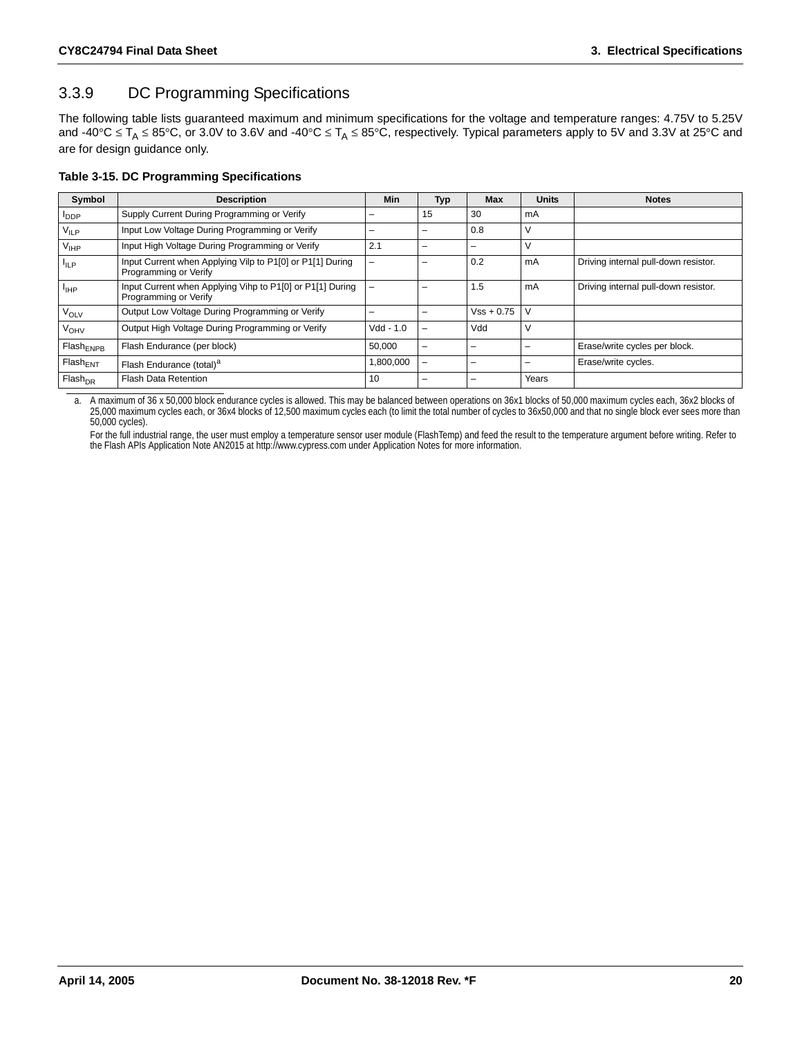### 3.3.9 DC Programming Specifications

The following table lists guaranteed maximum and minimum specifications for the voltage and temperature ranges: 4.75V to 5.25V and -40°C ≤ $T_A$ ≤ 85°C, or 3.0V to 3.6V and -40°C ≤ $T_A$ ≤ 85°C, respectively. Typical parameters apply to 5V and 3.3V at 25°C and are for design guidance only.

**Table 3-15. DC Programming Specifications**

| Symbol | Description | Min | Typ | Max | Units | Notes |
|---|---|---|---|---|---|---|
| $I_{DDP}$ | Supply Current During Programming or Verify | – | 15 | 30 | mA | |
| $V_{ILP}$ | Input Low Voltage During Programming or Verify | – | – | 0.8 | V | |
| $V_{IHP}$ | Input High Voltage During Programming or Verify | 2.1 | – | – | V | |
| $I_{ILP}$ | Input Current when Applying Vilp to P1[0] or P1[1] During Programming or Verify | – | – | 0.2 | mA | Driving internal pull-down resistor. |
| $I_{IHP}$ | Input Current when Applying Vihp to P1[0] or P1[1] During Programming or Verify | – | – | 1.5 | mA | Driving internal pull-down resistor. |
| $V_{OLV}$ | Output Low Voltage During Programming or Verify | – | – | Vss + 0.75 | V | |
| $V_{OHV}$ | Output High Voltage During Programming or Verify | Vdd - 1.0 | – | Vdd | V | |
| $Flash_{ENPB}$ | Flash Endurance (per block) | 50,000 | – | – | – | Erase/write cycles per block. |
| $Flash_{ENT}$ | Flash Endurance (total)[a] | 1,800,000 | – | – | – | Erase/write cycles. |
| $Flash_{DR}$ | Flash Data Retention | 10 | – | – | Years | |

a. A maximum of 36 x 50,000 block endurance cycles is allowed. This may be balanced between operations on 36x1 blocks of 50,000 maximum cycles each, 36x2 blocks of 25,000 maximum cycles each, or 36x4 blocks of 12,500 maximum cycles each (to limit the total number of cycles to 36x50,000 and that no single block ever sees more than 50,000 cycles).

For the full industrial range, the user must employ a temperature sensor user module (FlashTemp) and feed the result to the temperature argument before writing. Refer to the Flash APIs Application Note AN2015 at http://www.cypress.com under Application Notes for more information.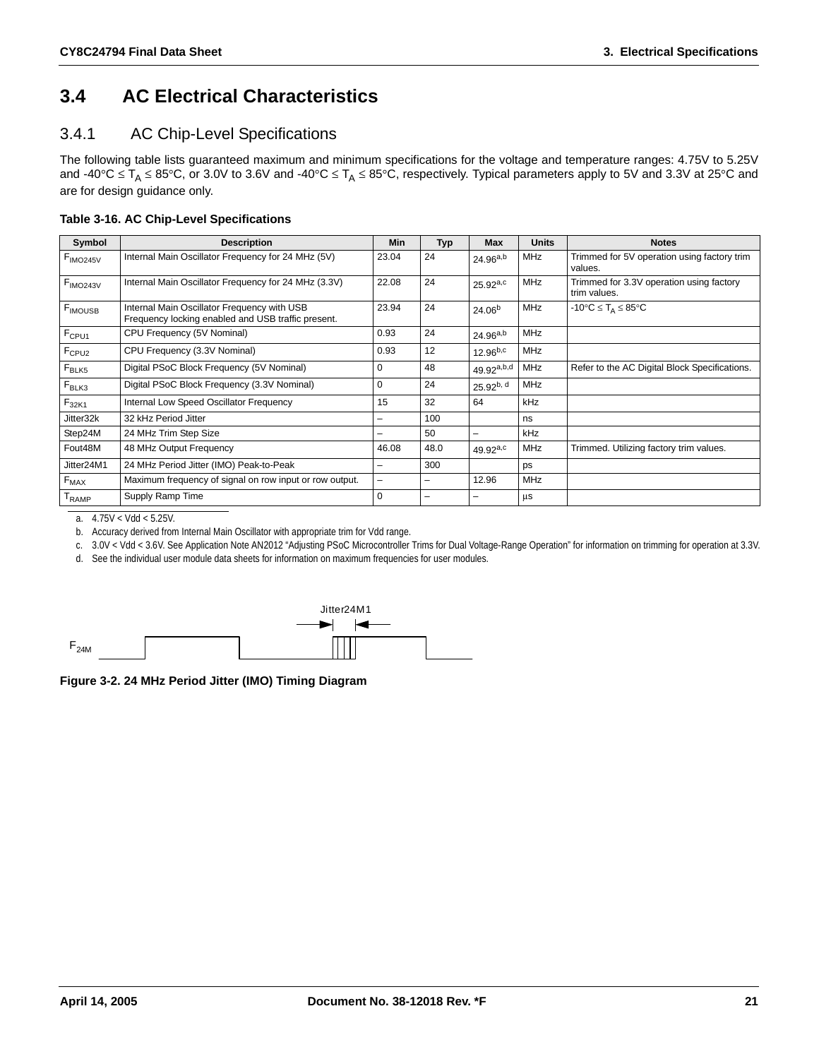## 3.4 AC Electrical Characteristics

### 3.4.1 AC Chip-Level Specifications

The following table lists guaranteed maximum and minimum specifications for the voltage and temperature ranges: 4.75V to 5.25V and -40°C ≤ $T_A$ ≤ 85°C, or 3.0V to 3.6V and -40°C ≤ $T_A$ ≤ 85°C, respectively. Typical parameters apply to 5V and 3.3V at 25°C and are for design guidance only.

**Table 3-16. AC Chip-Level Specifications**

| Symbol | Description | Min | Typ | Max | Units | Notes |
|---|---|---|---|---|---|---|
| $F_{IMO245V}$ | Internal Main Oscillator Frequency for 24 MHz (5V) | 23.04 | 24 | 24.96[a,b] | MHz | Trimmed for 5V operation using factory trim values. |
| $F_{IMO243V}$ | Internal Main Oscillator Frequency for 24 MHz (3.3V) | 22.08 | 24 | 25.92[a,c] | MHz | Trimmed for 3.3V operation using factory trim values. |
| $F_{IMOUSB}$ | Internal Main Oscillator Frequency with USB Frequency locking enabled and USB traffic present. | 23.94 | 24 | 24.06[b] | MHz | -10°C ≤ $T_A$ ≤ 85°C |
| $F_{CPU1}$ | CPU Frequency (5V Nominal) | 0.93 | 24 | 24.96[a,b] | MHz | |
| $F_{CPU2}$ | CPU Frequency (3.3V Nominal) | 0.93 | 12 | 12.96[b,c] | MHz | |
| $F_{BLK5}$ | Digital PSoC Block Frequency (5V Nominal) | 0 | 48 | 49.92[a,b,d] | MHz | Refer to the AC Digital Block Specifications. |
| $F_{BLK3}$ | Digital PSoC Block Frequency (3.3V Nominal) | 0 | 24 | 25.92[b, d] | MHz | |
| $F_{32K1}$ | Internal Low Speed Oscillator Frequency | 15 | 32 | 64 | kHz | |
| Jitter32k | 32 kHz Period Jitter | – | 100 | | ns | |
| Step24M | 24 MHz Trim Step Size | – | 50 | – | kHz | |
| Fout48M | 48 MHz Output Frequency | 46.08 | 48.0 | 49.92[a,c] | MHz | Trimmed. Utilizing factory trim values. |
| Jitter24M1 | 24 MHz Period Jitter (IMO) Peak-to-Peak | – | 300 | | ps | |
| $F_{MAX}$ | Maximum frequency of signal on row input or row output. | – | – | 12.96 | MHz | |
| $T_{RAMP}$ | Supply Ramp Time | 0 | – | – | μs | |

a. 4.75V < Vdd < 5.25V.

b. Accuracy derived from Internal Main Oscillator with appropriate trim for Vdd range.

c. 3.0V < Vdd < 3.6V. See Application Note AN2012 "Adjusting PSoC Microcontroller Trims for Dual Voltage-Range Operation" for information on trimming for operation at 3.3V.

d. See the individual user module data sheets for information on maximum frequencies for user modules.

Jitter24M1

$F_{24M}$

**Figure 3-2. 24 MHz Period Jitter (IMO) Timing Diagram**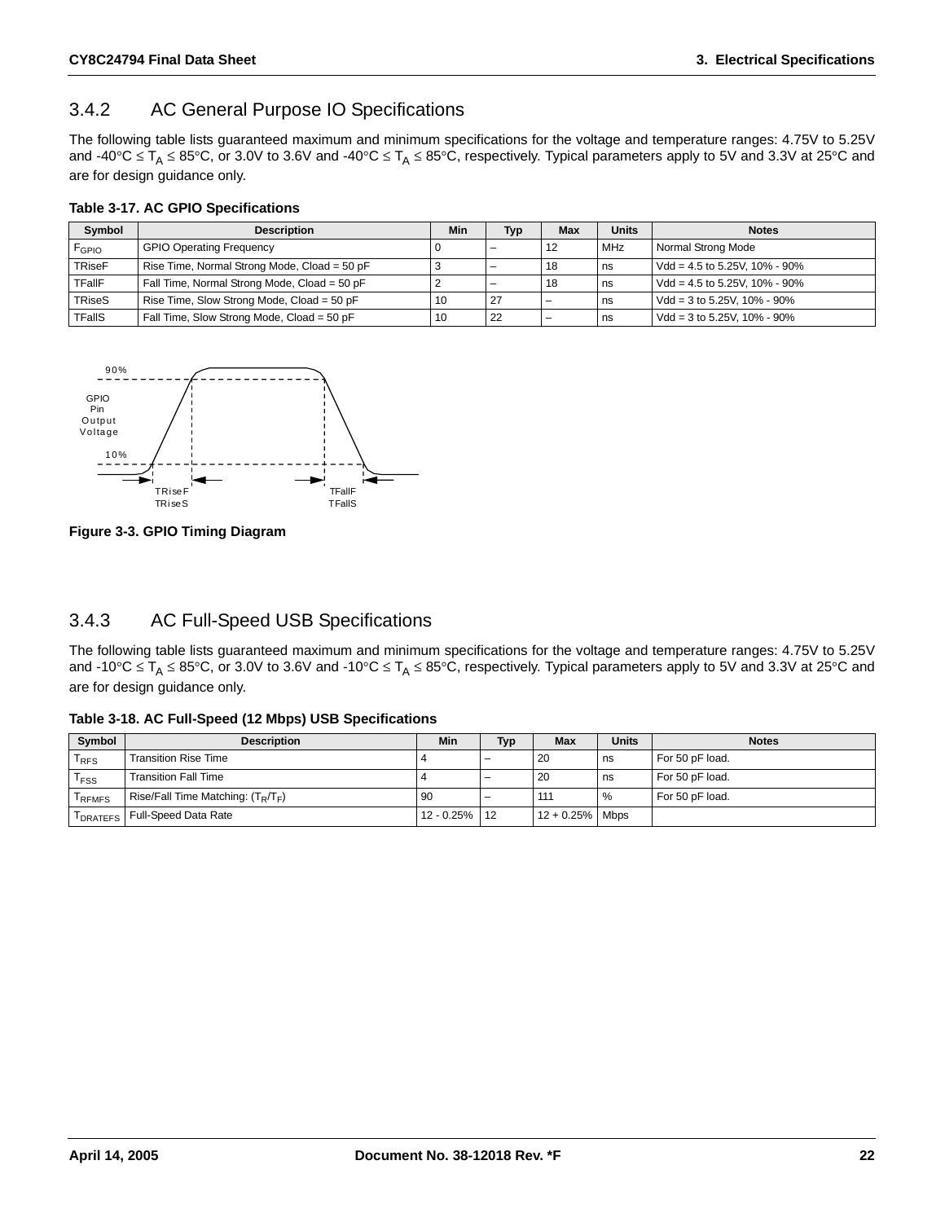### 3.4.2 AC General Purpose IO Specifications

The following table lists guaranteed maximum and minimum specifications for the voltage and temperature ranges: 4.75V to 5.25V and -40°C ≤ $T_A$ ≤ 85°C, or 3.0V to 3.6V and -40°C ≤ $T_A$ ≤ 85°C, respectively. Typical parameters apply to 5V and 3.3V at 25°C and are for design guidance only.

**Table 3-17. AC GPIO Specifications**

| Symbol | Description | Min | Typ | Max | Units | Notes |
|---|---|---|---|---|---|---|
| $F_{GPIO}$ | GPIO Operating Frequency | 0 | – | 12 | MHz | Normal Strong Mode |
| TRiseF | Rise Time, Normal Strong Mode, Cload = 50 pF | 3 | – | 18 | ns | Vdd = 4.5 to 5.25V, 10% - 90% |
| TFallF | Fall Time, Normal Strong Mode, Cload = 50 pF | 2 | – | 18 | ns | Vdd = 4.5 to 5.25V, 10% - 90% |
| TRiseS | Rise Time, Slow Strong Mode, Cload = 50 pF | 10 | 27 | – | ns | Vdd = 3 to 5.25V, 10% - 90% |
| TFallS | Fall Time, Slow Strong Mode, Cload = 50 pF | 10 | 22 | – | ns | Vdd = 3 to 5.25V, 10% - 90% |

**Figure 3-3. GPIO Timing Diagram**

### 3.4.3 AC Full-Speed USB Specifications

The following table lists guaranteed maximum and minimum specifications for the voltage and temperature ranges: 4.75V to 5.25V and -10°C ≤ $T_A$ ≤ 85°C, or 3.0V to 3.6V and -10°C ≤ $T_A$ ≤ 85°C, respectively. Typical parameters apply to 5V and 3.3V at 25°C and are for design guidance only.

**Table 3-18. AC Full-Speed (12 Mbps) USB Specifications**

| Symbol | Description | Min | Typ | Max | Units | Notes |
|---|---|---|---|---|---|---|
| $T_{RFS}$ | Transition Rise Time | 4 | – | 20 | ns | For 50 pF load. |
| $T_{FSS}$ | Transition Fall Time | 4 | – | 20 | ns | For 50 pF load. |
| $T_{RFMFS}$ | Rise/Fall Time Matching: ($T_R$/$T_F$) | 90 | – | 111 | % | For 50 pF load. |
| $T_{DRATEFS}$ | Full-Speed Data Rate | 12 - 0.25% | 12 | 12 + 0.25% | Mbps | |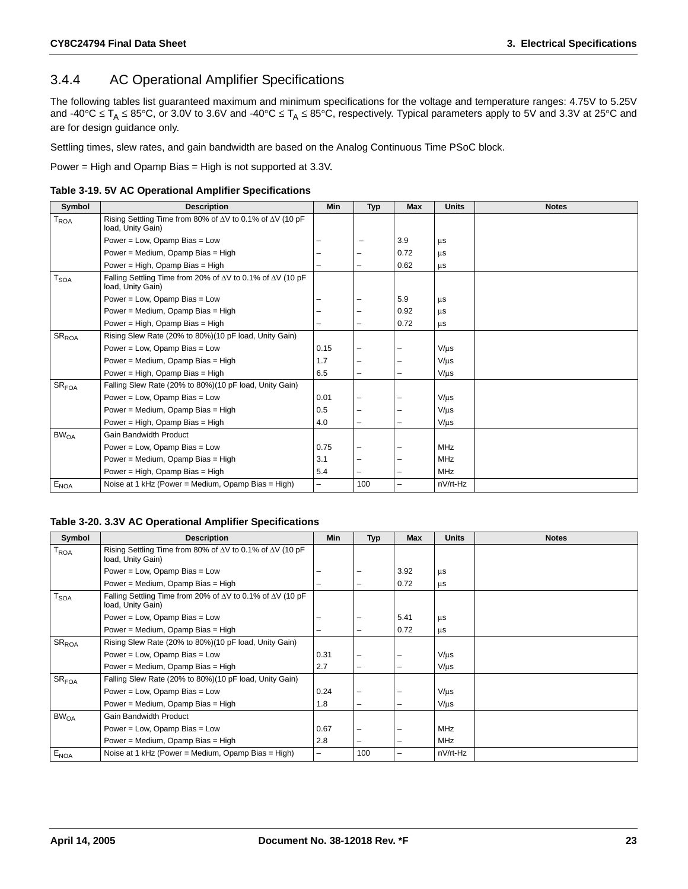### 3.4.4 AC Operational Amplifier Specifications

The following tables list guaranteed maximum and minimum specifications for the voltage and temperature ranges: 4.75V to 5.25V and -40°C ≤ $T_A$ ≤ 85°C, or 3.0V to 3.6V and -40°C ≤ $T_A$ ≤ 85°C, respectively. Typical parameters apply to 5V and 3.3V at 25°C and are for design guidance only.

Settling times, slew rates, and gain bandwidth are based on the Analog Continuous Time PSoC block.

Power = High and Opamp Bias = High is not supported at 3.3V**.**

**Table 3-19. 5V AC Operational Amplifier Specifications**

| Symbol | Description | Min | Typ | Max | Units | Notes |
|---|---|---|---|---|---|---|
| $T_{ROA}$ | Rising Settling Time from 80% of ΔV to 0.1% of ΔV (10 pF load, Unity Gain) | | | | | |
| | Power = Low, Opamp Bias = Low | – | – | 3.9 | μs | |
| | Power = Medium, Opamp Bias = High | – | – | 0.72 | μs | |
| | Power = High, Opamp Bias = High | – | – | 0.62 | μs | |
| $T_{SOA}$ | Falling Settling Time from 20% of ΔV to 0.1% of ΔV (10 pF load, Unity Gain) | | | | | |
| | Power = Low, Opamp Bias = Low | – | – | 5.9 | μs | |
| | Power = Medium, Opamp Bias = High | – | – | 0.92 | μs | |
| | Power = High, Opamp Bias = High | – | – | 0.72 | μs | |
| $SR_{ROA}$ | Rising Slew Rate (20% to 80%)(10 pF load, Unity Gain) | | | | | |
| | Power = Low, Opamp Bias = Low | 0.15 | – | – | V/μs | |
| | Power = Medium, Opamp Bias = High | 1.7 | – | – | V/μs | |
| | Power = High, Opamp Bias = High | 6.5 | – | – | V/μs | |
| $SR_{FOA}$ | Falling Slew Rate (20% to 80%)(10 pF load, Unity Gain) | | | | | |
| | Power = Low, Opamp Bias = Low | 0.01 | – | – | V/μs | |
| | Power = Medium, Opamp Bias = High | 0.5 | – | – | V/μs | |
| | Power = High, Opamp Bias = High | 4.0 | – | – | V/μs | |
| $BW_{OA}$ | Gain Bandwidth Product | | | | | |
| | Power = Low, Opamp Bias = Low | 0.75 | – | – | MHz | |
| | Power = Medium, Opamp Bias = High | 3.1 | – | – | MHz | |
| | Power = High, Opamp Bias = High | 5.4 | – | – | MHz | |
| $E_{NOA}$ | Noise at 1 kHz (Power = Medium, Opamp Bias = High) | – | 100 | – | nV/rt-Hz | |

**Table 3-20. 3.3V AC Operational Amplifier Specifications**

| Symbol | Description | Min | Typ | Max | Units | Notes |
|---|---|---|---|---|---|---|
| $T_{ROA}$ | Rising Settling Time from 80% of ΔV to 0.1% of ΔV (10 pF load, Unity Gain) | | | | | |
| | Power = Low, Opamp Bias = Low | – | – | 3.92 | μs | |
| | Power = Medium, Opamp Bias = High | – | – | 0.72 | μs | |
| $T_{SOA}$ | Falling Settling Time from 20% of ΔV to 0.1% of ΔV (10 pF load, Unity Gain) | | | | | |
| | Power = Low, Opamp Bias = Low | – | – | 5.41 | μs | |
| | Power = Medium, Opamp Bias = High | – | – | 0.72 | μs | |
| $SR_{ROA}$ | Rising Slew Rate (20% to 80%)(10 pF load, Unity Gain) | | | | | |
| | Power = Low, Opamp Bias = Low | 0.31 | – | – | V/μs | |
| | Power = Medium, Opamp Bias = High | 2.7 | – | – | V/μs | |
| $SR_{FOA}$ | Falling Slew Rate (20% to 80%)(10 pF load, Unity Gain) | | | | | |
| | Power = Low, Opamp Bias = Low | 0.24 | – | – | V/μs | |
| | Power = Medium, Opamp Bias = High | 1.8 | – | – | V/μs | |
| $BW_{OA}$ | Gain Bandwidth Product | | | | | |
| | Power = Low, Opamp Bias = Low | 0.67 | – | – | MHz | |
| | Power = Medium, Opamp Bias = High | 2.8 | – | – | MHz | |
| $E_{NOA}$ | Noise at 1 kHz (Power = Medium, Opamp Bias = High) | – | 100 | – | nV/rt-Hz | |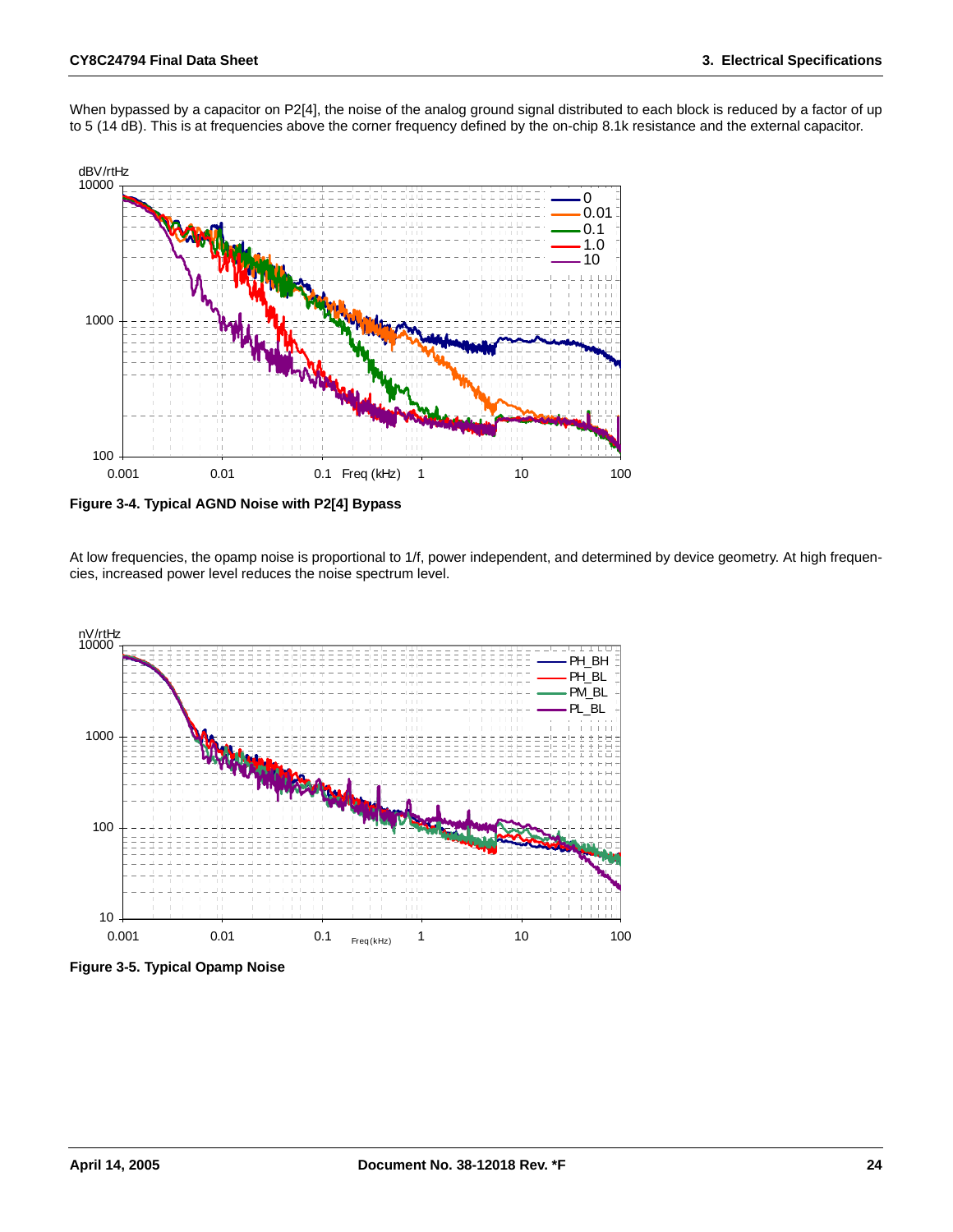When bypassed by a capacitor on P2[4], the noise of the analog ground signal distributed to each block is reduced by a factor of up to 5 (14 dB). This is at frequencies above the corner frequency defined by the on-chip 8.1k resistance and the external capacitor.

**Figure 3-4. Typical AGND Noise with P2[4] Bypass**

At low frequencies, the opamp noise is proportional to 1/f, power independent, and determined by device geometry. At high frequencies, increased power level reduces the noise spectrum level.

**Figure 3-5. Typical Opamp Noise**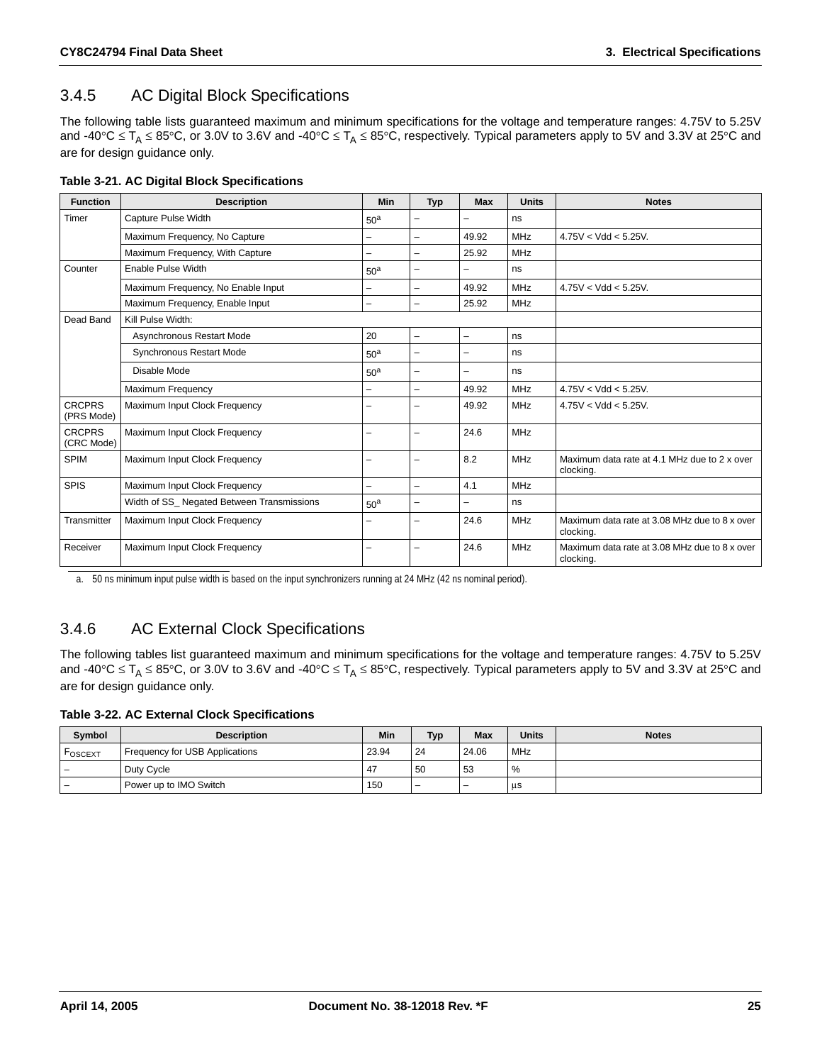### 3.4.5 AC Digital Block Specifications

The following table lists guaranteed maximum and minimum specifications for the voltage and temperature ranges: 4.75V to 5.25V and -40°C ≤ $T_A$ ≤ 85°C, or 3.0V to 3.6V and -40°C ≤ $T_A$ ≤ 85°C, respectively. Typical parameters apply to 5V and 3.3V at 25°C and are for design guidance only.

**Table 3-21. AC Digital Block Specifications**

| Function | Description | Min | Typ | Max | Units | Notes |
|---|---|---|---|---|---|---|
| Timer | Capture Pulse Width | 50[a] | – | – | ns | |
| | Maximum Frequency, No Capture | – | – | 49.92 | MHz | 4.75V < Vdd < 5.25V. |
| | Maximum Frequency, With Capture | – | – | 25.92 | MHz | |
| Counter | Enable Pulse Width | 50[a] | – | – | ns | |
| | Maximum Frequency, No Enable Input | – | – | 49.92 | MHz | 4.75V < Vdd < 5.25V. |
| | Maximum Frequency, Enable Input | – | – | 25.92 | MHz | |
| Dead Band | Kill Pulse Width: | | | | | |
| | Asynchronous Restart Mode | 20 | – | – | ns | |
| | Synchronous Restart Mode | 50[a] | – | – | ns | |
| | Disable Mode | 50[a] | – | – | ns | |
| | Maximum Frequency | – | – | 49.92 | MHz | 4.75V < Vdd < 5.25V. |
| CRCPRS (PRS Mode) | Maximum Input Clock Frequency | – | – | 49.92 | MHz | 4.75V < Vdd < 5.25V. |
| CRCPRS (CRC Mode) | Maximum Input Clock Frequency | – | – | 24.6 | MHz | |
| SPIM | Maximum Input Clock Frequency | – | – | 8.2 | MHz | Maximum data rate at 4.1 MHz due to 2 x over clocking. |
| SPIS | Maximum Input Clock Frequency | – | – | 4.1 | MHz | |
| | Width of SS_ Negated Between Transmissions | 50[a] | – | – | ns | |
| Transmitter | Maximum Input Clock Frequency | – | – | 24.6 | MHz | Maximum data rate at 3.08 MHz due to 8 x over clocking. |
| Receiver | Maximum Input Clock Frequency | – | – | 24.6 | MHz | Maximum data rate at 3.08 MHz due to 8 x over clocking. |

a. 50 ns minimum input pulse width is based on the input synchronizers running at 24 MHz (42 ns nominal period).

### 3.4.6 AC External Clock Specifications

The following tables list guaranteed maximum and minimum specifications for the voltage and temperature ranges: 4.75V to 5.25V and -40°C ≤ $T_A$ ≤ 85°C, or 3.0V to 3.6V and -40°C ≤ $T_A$ ≤ 85°C, respectively. Typical parameters apply to 5V and 3.3V at 25°C and are for design guidance only.

**Table 3-22. AC External Clock Specifications**

| Symbol | Description | Min | Typ | Max | Units | Notes |
|---|---|---|---|---|---|---|
| $F_{OSCEXT}$ | Frequency for USB Applications | 23.94 | 24 | 24.06 | MHz | |
| – | Duty Cycle | 47 | 50 | 53 | % | |
| – | Power up to IMO Switch | 150 | – | – | μs | |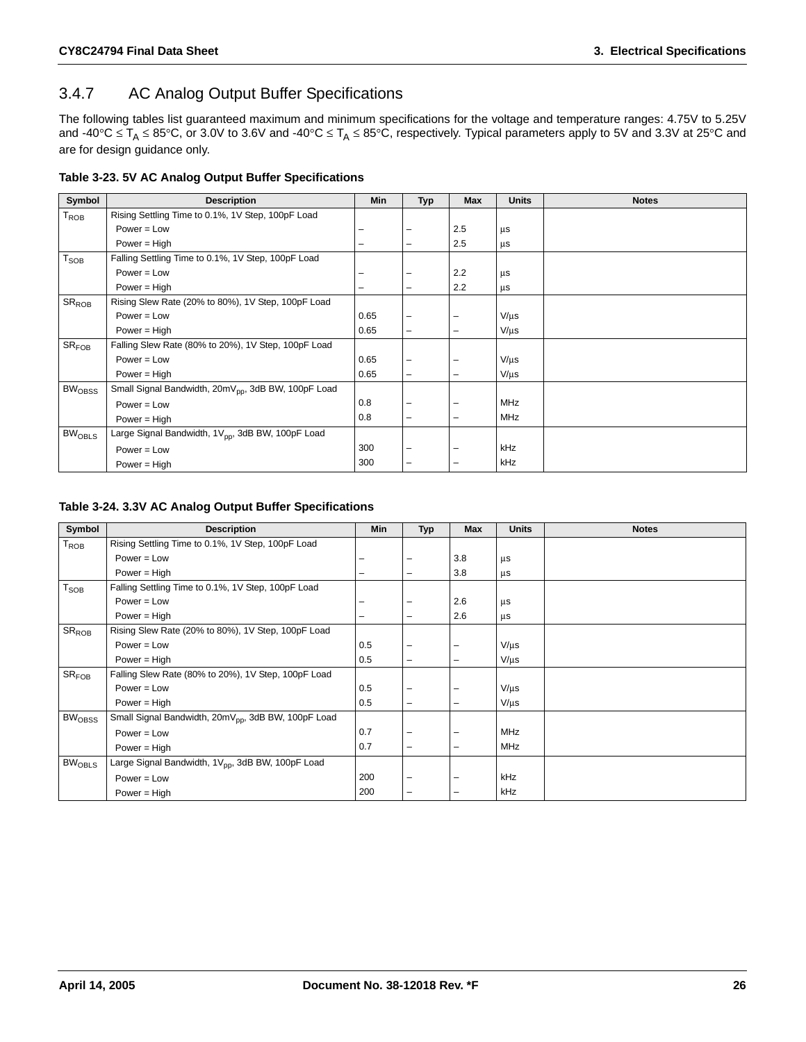### 3.4.7 AC Analog Output Buffer Specifications

The following tables list guaranteed maximum and minimum specifications for the voltage and temperature ranges: 4.75V to 5.25V and -40°C ≤ $T_A$ ≤ 85°C, or 3.0V to 3.6V and -40°C ≤ $T_A$ ≤ 85°C, respectively. Typical parameters apply to 5V and 3.3V at 25°C and are for design guidance only.

**Table 3-23. 5V AC Analog Output Buffer Specifications**

| Symbol | Description | Min | Typ | Max | Units | Notes |
|---|---|---|---|---|---|---|
| $T_{ROB}$ | Rising Settling Time to 0.1%, 1V Step, 100pF Load | | | | | |
| | Power = Low | – | – | 2.5 | μs | |
| | Power = High | – | – | 2.5 | μs | |
| $T_{SOB}$ | Falling Settling Time to 0.1%, 1V Step, 100pF Load | | | | | |
| | Power = Low | – | – | 2.2 | μs | |
| | Power = High | – | – | 2.2 | μs | |
| $SR_{ROB}$ | Rising Slew Rate (20% to 80%), 1V Step, 100pF Load | | | | | |
| | Power = Low | 0.65 | – | – | V/μs | |
| | Power = High | 0.65 | – | – | V/μs | |
| $SR_{FOB}$ | Falling Slew Rate (80% to 20%), 1V Step, 100pF Load | | | | | |
| | Power = Low | 0.65 | – | – | V/μs | |
| | Power = High | 0.65 | – | – | V/μs | |
| $BW_{OBSS}$ | Small Signal Bandwidth, 20m$V_{pp}$, 3dB BW, 100pF Load | | | | | |
| | Power = Low | 0.8 | – | – | MHz | |
| | Power = High | 0.8 | – | – | MHz | |
| $BW_{OBLS}$ | Large Signal Bandwidth, 1$V_{pp}$, 3dB BW, 100pF Load | | | | | |
| | Power = Low | 300 | – | – | kHz | |
| | Power = High | 300 | – | – | kHz | |

**Table 3-24. 3.3V AC Analog Output Buffer Specifications**

| Symbol | Description | Min | Typ | Max | Units | Notes |
|---|---|---|---|---|---|---|
| $T_{ROB}$ | Rising Settling Time to 0.1%, 1V Step, 100pF Load | | | | | |
| | Power = Low | – | – | 3.8 | μs | |
| | Power = High | – | – | 3.8 | μs | |
| $T_{SOB}$ | Falling Settling Time to 0.1%, 1V Step, 100pF Load | | | | | |
| | Power = Low | – | – | 2.6 | μs | |
| | Power = High | – | – | 2.6 | μs | |
| $SR_{ROB}$ | Rising Slew Rate (20% to 80%), 1V Step, 100pF Load | | | | | |
| | Power = Low | 0.5 | – | – | V/μs | |
| | Power = High | 0.5 | – | – | V/μs | |
| $SR_{FOB}$ | Falling Slew Rate (80% to 20%), 1V Step, 100pF Load | | | | | |
| | Power = Low | 0.5 | – | – | V/μs | |
| | Power = High | 0.5 | – | – | V/μs | |
| $BW_{OBSS}$ | Small Signal Bandwidth, 20m$V_{pp}$, 3dB BW, 100pF Load | | | | | |
| | Power = Low | 0.7 | – | – | MHz | |
| | Power = High | 0.7 | – | – | MHz | |
| $BW_{OBLS}$ | Large Signal Bandwidth, 1$V_{pp}$, 3dB BW, 100pF Load | | | | | |
| | Power = Low | 200 | – | – | kHz | |
| | Power = High | 200 | – | – | kHz | |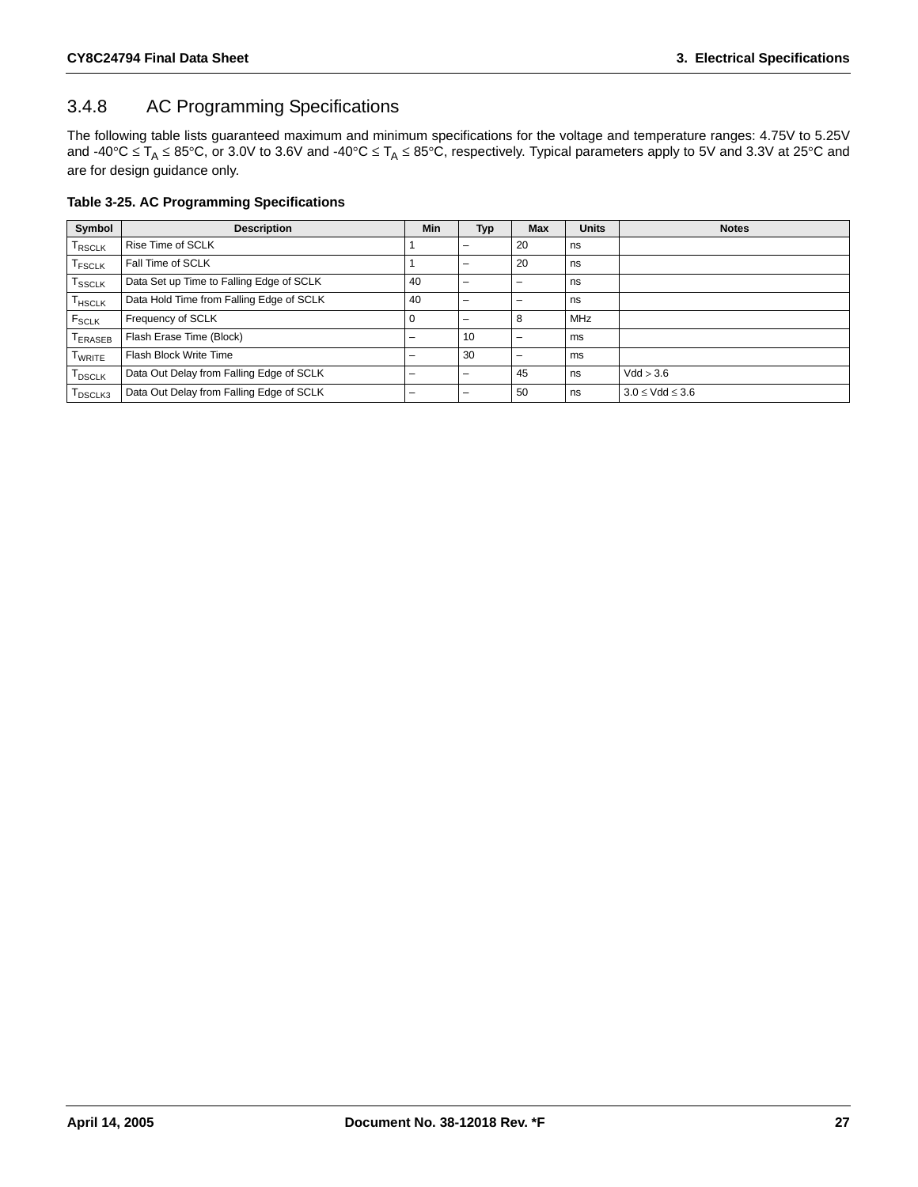### 3.4.8 AC Programming Specifications

The following table lists guaranteed maximum and minimum specifications for the voltage and temperature ranges: 4.75V to 5.25V and -40°C ≤ $T_A$ ≤ 85°C, or 3.0V to 3.6V and -40°C ≤ $T_A$ ≤ 85°C, respectively. Typical parameters apply to 5V and 3.3V at 25°C and are for design guidance only.

**Table 3-25. AC Programming Specifications**

| Symbol | Description | Min | Typ | Max | Units | Notes |
|---|---|---|---|---|---|---|
| $T_{RSCLK}$ | Rise Time of SCLK | 1 | – | 20 | ns | |
| $T_{FSCLK}$ | Fall Time of SCLK | 1 | – | 20 | ns | |
| $T_{SSCLK}$ | Data Set up Time to Falling Edge of SCLK | 40 | – | – | ns | |
| $T_{HSCLK}$ | Data Hold Time from Falling Edge of SCLK | 40 | – | – | ns | |
| $F_{SCLK}$ | Frequency of SCLK | 0 | – | 8 | MHz | |
| $T_{ERASEB}$ | Flash Erase Time (Block) | – | 10 | – | ms | |
| $T_{WRITE}$ | Flash Block Write Time | – | 30 | – | ms | |
| $T_{DSCLK}$ | Data Out Delay from Falling Edge of SCLK | – | – | 45 | ns | Vdd > 3.6 |
| $T_{DSCLK3}$ | Data Out Delay from Falling Edge of SCLK | – | – | 50 | ns | 3.0 ≤ Vdd ≤ 3.6 |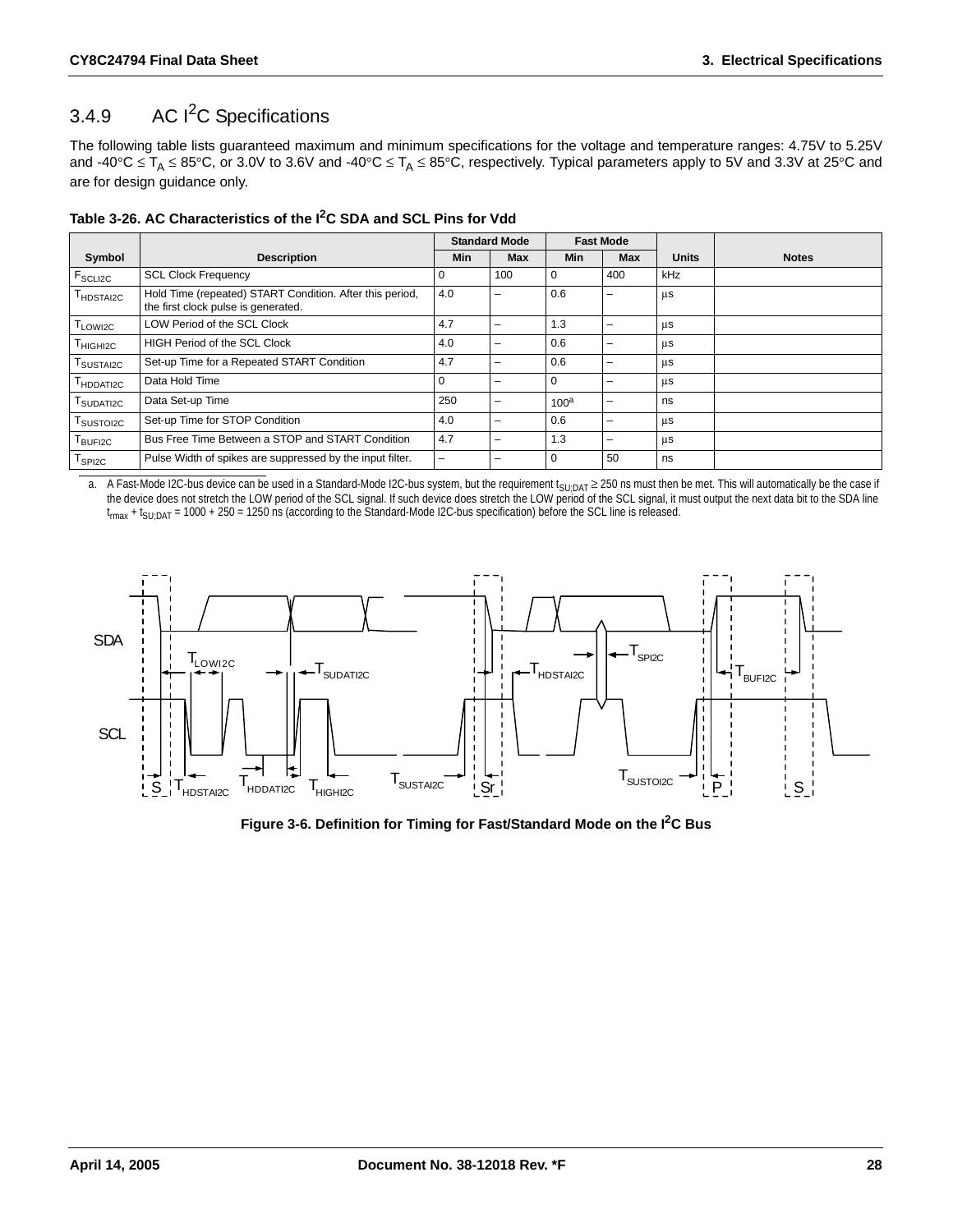## 3.4.9 AC I²C Specifications

The following table lists guaranteed maximum and minimum specifications for the voltage and temperature ranges: 4.75V to 5.25V and -40°C ≤ $T_A$ ≤ 85°C, or 3.0V to 3.6V and -40°C ≤ $T_A$ ≤ 85°C, respectively. Typical parameters apply to 5V and 3.3V at 25°C and are for design guidance only.

**Table 3-26. AC Characteristics of the I²C SDA and SCL Pins for Vdd**

| Symbol | Description | Standard Mode | | Fast Mode | | Units | Notes |
|---|---|---|---|---|---|---|---|
| | | Min | Max | Min | Max | | |
| $F_{SCLI2C}$ | SCL Clock Frequency | 0 | 100 | 0 | 400 | kHz | |
| $T_{HDSTAI2C}$ | Hold Time (repeated) START Condition. After this period, the first clock pulse is generated. | 4.0 | – | 0.6 | – | µs | |
| $T_{LOWI2C}$ | LOW Period of the SCL Clock | 4.7 | – | 1.3 | – | µs | |
| $T_{HIGHI2C}$ | HIGH Period of the SCL Clock | 4.0 | – | 0.6 | – | µs | |
| $T_{SUSTAI2C}$ | Set-up Time for a Repeated START Condition | 4.7 | – | 0.6 | – | µs | |
| $T_{HDDATI2C}$ | Data Hold Time | 0 | – | 0 | – | µs | |
| $T_{SUDATI2C}$ | Data Set-up Time | 250 | – | 100[a] | – | ns | |
| $T_{SUSTOI2C}$ | Set-up Time for STOP Condition | 4.0 | – | 0.6 | – | µs | |
| $T_{BUFI2C}$ | Bus Free Time Between a STOP and START Condition | 4.7 | – | 1.3 | – | µs | |
| $T_{SPI2C}$ | Pulse Width of spikes are suppressed by the input filter. | – | – | 0 | 50 | ns | |

a. A Fast-Mode I2C-bus device can be used in a Standard-Mode I2C-bus system, but the requirement $t_{SU;DAT}$ ≥ 250 ns must then be met. This will automatically be the case if the device does not stretch the LOW period of the SCL signal. If such device does stretch the LOW period of the SCL signal, it must output the next data bit to the SDA line $t_{rmax} + t_{SU;DAT}$ = 1000 + 250 = 1250 ns (according to the Standard-Mode I2C-bus specification) before the SCL line is released.

**Figure 3-6. Definition for Timing for Fast/Standard Mode on the I²C Bus**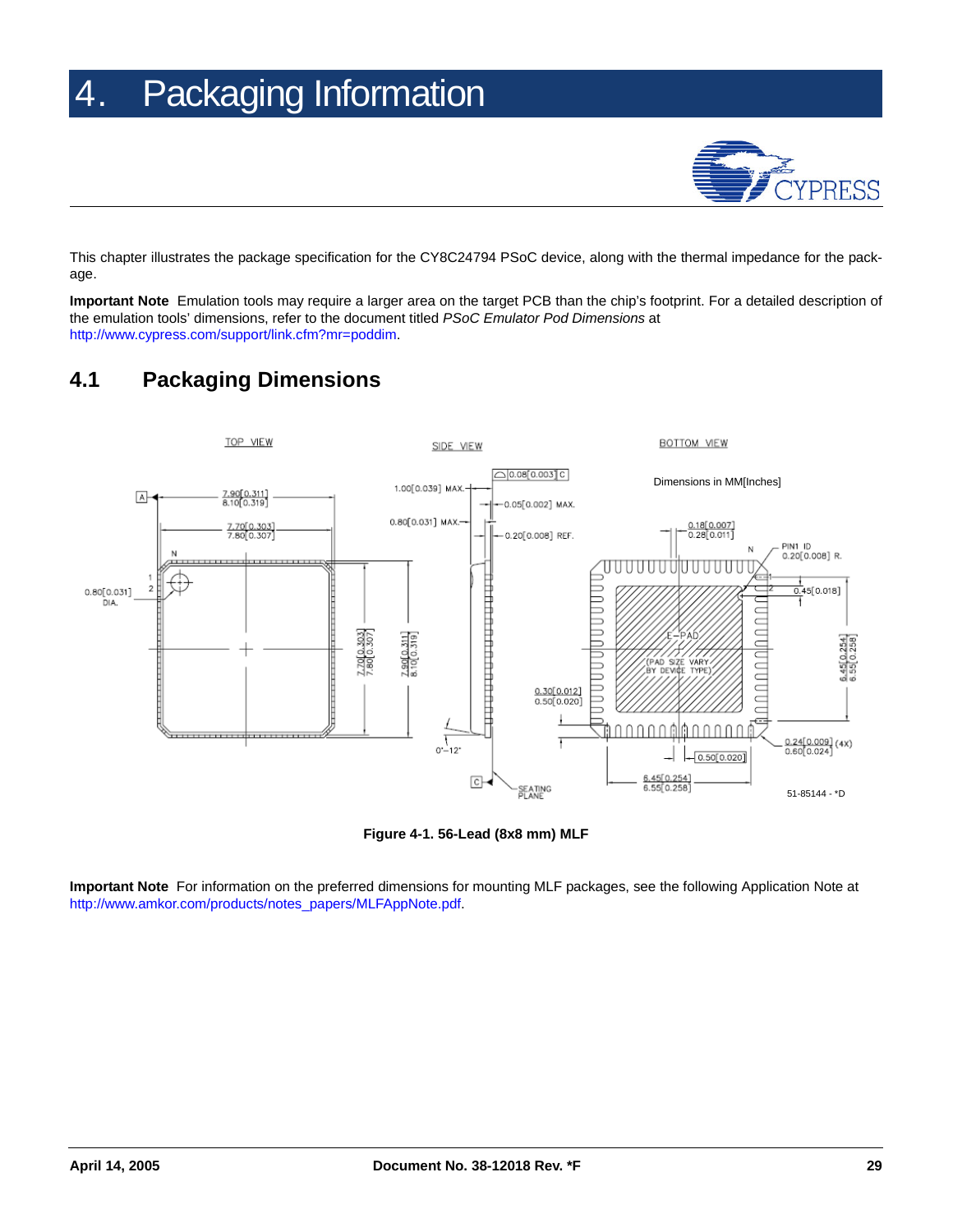# 4. Packaging Information

This chapter illustrates the package specification for the CY8C24794 PSoC device, along with the thermal impedance for the package.

**Important Note** Emulation tools may require a larger area on the target PCB than the chip's footprint. For a detailed description of the emulation tools' dimensions, refer to the document titled *PSoC Emulator Pod Dimensions* at http://www.cypress.com/support/link.cfm?mr=poddim.

## 4.1 Packaging Dimensions

**Figure 4-1. 56-Lead (8x8 mm) MLF**

**Important Note** For information on the preferred dimensions for mounting MLF packages, see the following Application Note at http://www.amkor.com/products/notes_papers/MLFAppNote.pdf.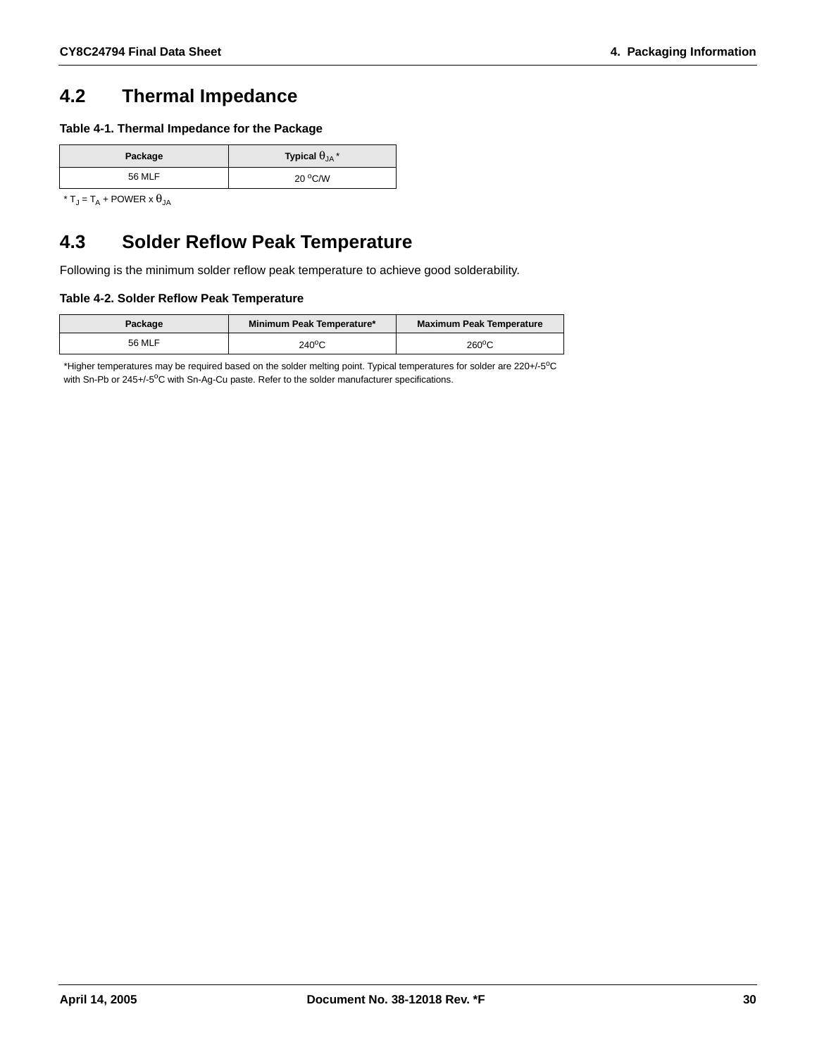## 4.2 Thermal Impedance

**Table 4-1. Thermal Impedance for the Package**

| Package | Typical $\theta_{JA}$ * |
|---|---|
| 56 MLF | 20 $^oC/W$ |

* $T_J = T_A + POWER \times \theta_{JA}$

## 4.3 Solder Reflow Peak Temperature

Following is the minimum solder reflow peak temperature to achieve good solderability.

**Table 4-2. Solder Reflow Peak Temperature**

| Package | Minimum Peak Temperature* | Maximum Peak Temperature |
|---|---|---|
| 56 MLF | 240$^o$C | 260$^o$C |

*Higher temperatures may be required based on the solder melting point. Typical temperatures for solder are 220+/-5$^o$C with Sn-Pb or 245+/-5$^o$C with Sn-Ag-Cu paste. Refer to the solder manufacturer specifications.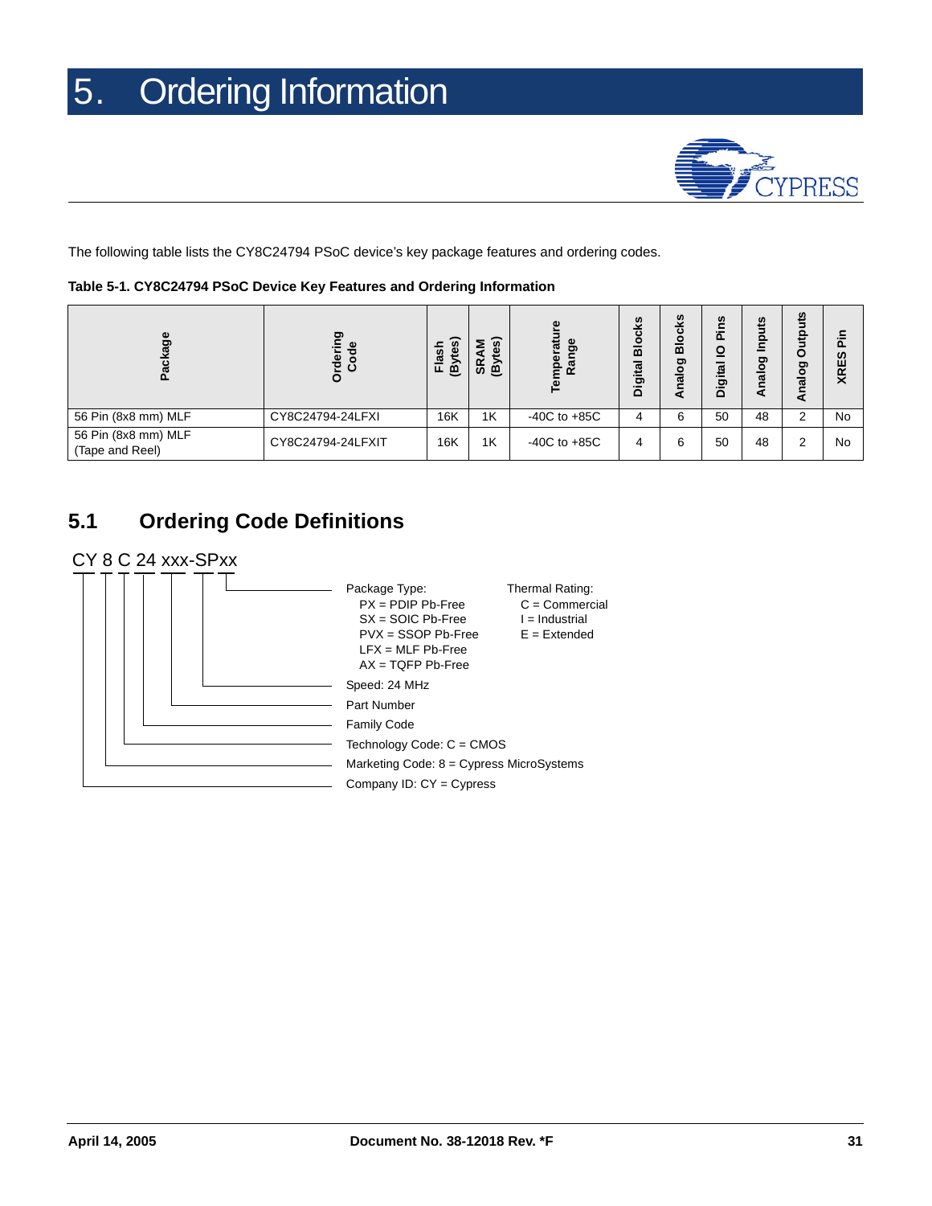# 5. Ordering Information

The following table lists the CY8C24794 PSoC device's key package features and ordering codes.

**Table 5-1. CY8C24794 PSoC Device Key Features and Ordering Information**

| Package | Ordering Code | Flash (Bytes) | SRAM (Bytes) | Temperature Range | Digital Blocks | Analog Blocks | Digital IO Pins | Analog Inputs | Analog Outputs | XRES Pin |
|---|---|---|---|---|---|---|---|---|---|---|
| 56 Pin (8x8 mm) MLF | CY8C24794-24LFXI | 16K | 1K | -40C to +85C | 4 | 6 | 50 | 48 | 2 | No |
| 56 Pin (8x8 mm) MLF (Tape and Reel) | CY8C24794-24LFXIT | 16K | 1K | -40C to +85C | 4 | 6 | 50 | 48 | 2 | No |

## 5.1 Ordering Code Definitions

CY 8 C 24 xxx-SPxx

- Package Type:
  - PX = PDIP Pb-Free
  - SX = SOIC Pb-Free
  - PVX = SSOP Pb-Free
  - LFX = MLF Pb-Free
  - AX = TQFP Pb-Free
- Thermal Rating:
  - C = Commercial
  - I = Industrial
  - E = Extended
- Speed: 24 MHz
- Part Number
- Family Code
- Technology Code: C = CMOS
- Marketing Code: 8 = Cypress MicroSystems
- Company ID: CY = Cypress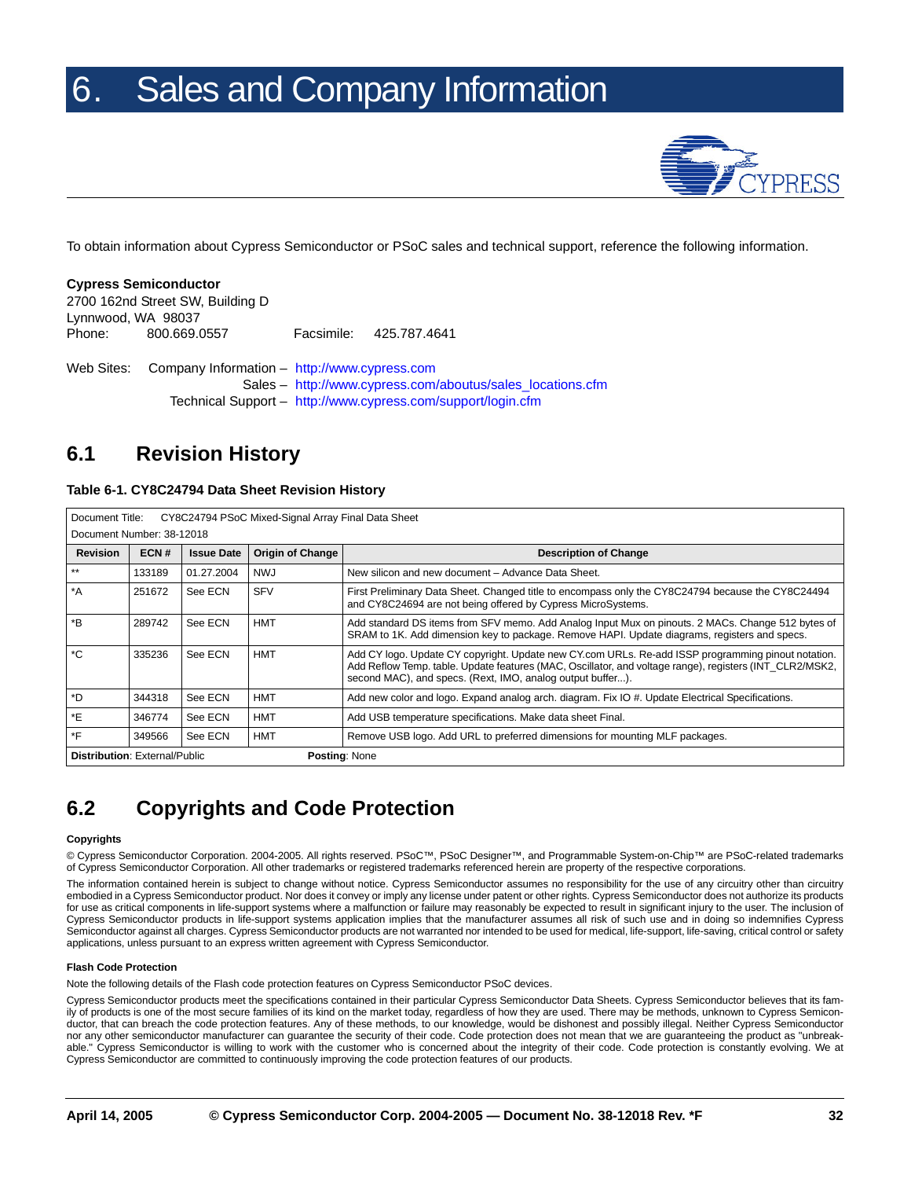# 6. Sales and Company Information

To obtain information about Cypress Semiconductor or PSoC sales and technical support, reference the following information.

**Cypress Semiconductor**
2700 162nd Street SW, Building D
Lynnwood, WA 98037
Phone: 800.669.0557 Facsimile: 425.787.4641

Web Sites: Company Information – http://www.cypress.com
Sales – http://www.cypress.com/aboutus/sales_locations.cfm
Technical Support – http://www.cypress.com/support/login.cfm

## 6.1 Revision History

**Table 6-1. CY8C24794 Data Sheet Revision History**

Document Title: CY8C24794 PSoC Mixed-Signal Array Final Data Sheet
Document Number: 38-12018

| Revision | ECN # | Issue Date | Origin of Change | Description of Change |
|---|---|---|---|---|
| ** | 133189 | 01.27.2004 | NWJ | New silicon and new document – Advance Data Sheet. |
| *A | 251672 | See ECN | SFV | First Preliminary Data Sheet. Changed title to encompass only the CY8C24794 because the CY8C24494 and CY8C24694 are not being offered by Cypress MicroSystems. |
| *B | 289742 | See ECN | HMT | Add standard DS items from SFV memo. Add Analog Input Mux on pinouts. 2 MACs. Change 512 bytes of SRAM to 1K. Add dimension key to package. Remove HAPI. Update diagrams, registers and specs. |
| *C | 335236 | See ECN | HMT | Add CY logo. Update CY copyright. Update new CY.com URLs. Re-add ISSP programming pinout notation. Add Reflow Temp. table. Update features (MAC, Oscillator, and voltage range), registers (INT_CLR2/MSK2, second MAC), and specs. (Rext, IMO, analog output buffer...). |
| *D | 344318 | See ECN | HMT | Add new color and logo. Expand analog arch. diagram. Fix IO #. Update Electrical Specifications. |
| *E | 346774 | See ECN | HMT | Add USB temperature specifications. Make data sheet Final. |
| *F | 349566 | See ECN | HMT | Remove USB logo. Add URL to preferred dimensions for mounting MLF packages. |

**Distribution**: External/Public **Posting**: None

## 6.2 Copyrights and Code Protection

#### Copyrights

© Cypress Semiconductor Corporation. 2004-2005. All rights reserved. PSoC™, PSoC Designer™, and Programmable System-on-Chip™ are PSoC-related trademarks of Cypress Semiconductor Corporation. All other trademarks or registered trademarks referenced herein are property of the respective corporations.

The information contained herein is subject to change without notice. Cypress Semiconductor assumes no responsibility for the use of any circuitry other than circuitry embodied in a Cypress Semiconductor product. Nor does it convey or imply any license under patent or other rights. Cypress Semiconductor does not authorize its products for use as critical components in life-support systems where a malfunction or failure may reasonably be expected to result in significant injury to the user. The inclusion of Cypress Semiconductor products in life-support systems application implies that the manufacturer assumes all risk of such use and in doing so indemnifies Cypress Semiconductor against all charges. Cypress Semiconductor products are not warranted nor intended to be used for medical, life-support, life-saving, critical control or safety applications, unless pursuant to an express written agreement with Cypress Semiconductor.

#### Flash Code Protection

Note the following details of the Flash code protection features on Cypress Semiconductor PSoC devices.

Cypress Semiconductor products meet the specifications contained in their particular Cypress Semiconductor Data Sheets. Cypress Semiconductor believes that its family of products is one of the most secure families of its kind on the market today, regardless of how they are used. There may be methods, unknown to Cypress Semiconductor, that can breach the code protection features. Any of these methods, to our knowledge, would be dishonest and possibly illegal. Neither Cypress Semiconductor nor any other semiconductor manufacturer can guarantee the security of their code. Code protection does not mean that we are guaranteeing the product as "unbreakable." Cypress Semiconductor is willing to work with the customer who is concerned about the integrity of their code. Code protection is constantly evolving. We at Cypress Semiconductor are committed to continuously improving the code protection features of our products.